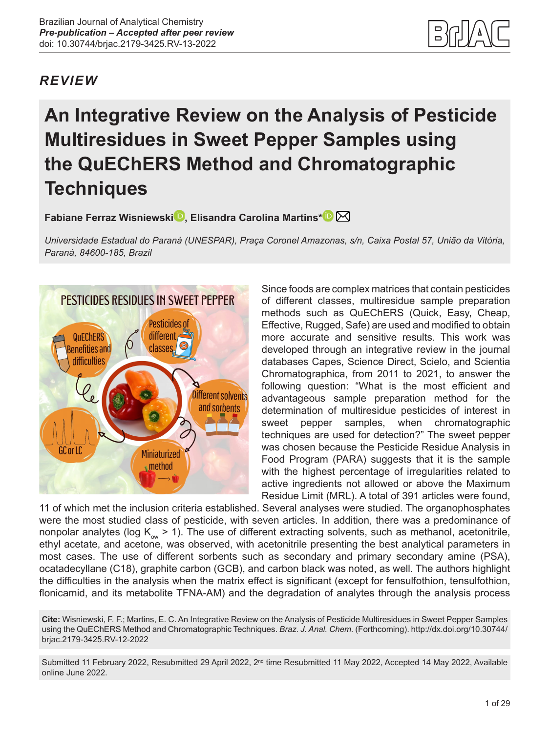Brazilian Journal of Analytical Chemistry
***Pre-publication – Accepted after peer review***
doi: 10.30744/brjac.2179-3425.RV-13-2022

*REVIEW*

# An Integrative Review on the Analysis of Pesticide Multiresidues in Sweet Pepper Samples using the QuEChERS Method and Chromatographic Techniques

**Fabiane Ferraz Wisniewski, Elisandra Carolina Martins***

*Universidade Estadual do Paraná (UNESPAR), Praça Coronel Amazonas, s/n, Caixa Postal 57, União da Vitória, Paraná, 84600-185, Brazil*

Since foods are complex matrices that contain pesticides of different classes, multiresidue sample preparation methods such as QuEChERS (Quick, Easy, Cheap, Effective, Rugged, Safe) are used and modified to obtain more accurate and sensitive results. This work was developed through an integrative review in the journal databases Capes, Science Direct, Scielo, and Scientia Chromatographica, from 2011 to 2021, to answer the following question: "What is the most efficient and advantageous sample preparation method for the determination of multiresidue pesticides of interest in sweet pepper samples, when chromatographic techniques are used for detection?" The sweet pepper was chosen because the Pesticide Residue Analysis in Food Program (PARA) suggests that it is the sample with the highest percentage of irregularities related to active ingredients not allowed or above the Maximum Residue Limit (MRL). A total of 391 articles were found, 11 of which met the inclusion criteria established. Several analyses were studied. The organophosphates were the most studied class of pesticide, with seven articles. In addition, there was a predominance of nonpolar analytes (log $K_{ow}$ > 1). The use of different extracting solvents, such as methanol, acetonitrile, ethyl acetate, and acetone, was observed, with acetonitrile presenting the best analytical parameters in most cases. The use of different sorbents such as secondary and primary secondary amine (PSA), ocatadecyllane (C18), graphite carbon (GCB), and carbon black was noted, as well. The authors highlight the difficulties in the analysis when the matrix effect is significant (except for fensulfothion, tensulfothion, flonicamid, and its metabolite TFNA-AM) and the degradation of analytes through the analysis process

**Cite:** Wisniewski, F. F.; Martins, E. C. An Integrative Review on the Analysis of Pesticide Multiresidues in Sweet Pepper Samples using the QuEChERS Method and Chromatographic Techniques. *Braz. J. Anal. Chem.* (Forthcoming). http://dx.doi.org/10.30744/brjac.2179-3425.RV-12-2022

Submitted 11 February 2022, Resubmitted 29 April 2022, 2nd time Resubmitted 11 May 2022, Accepted 14 May 2022, Available online June 2022.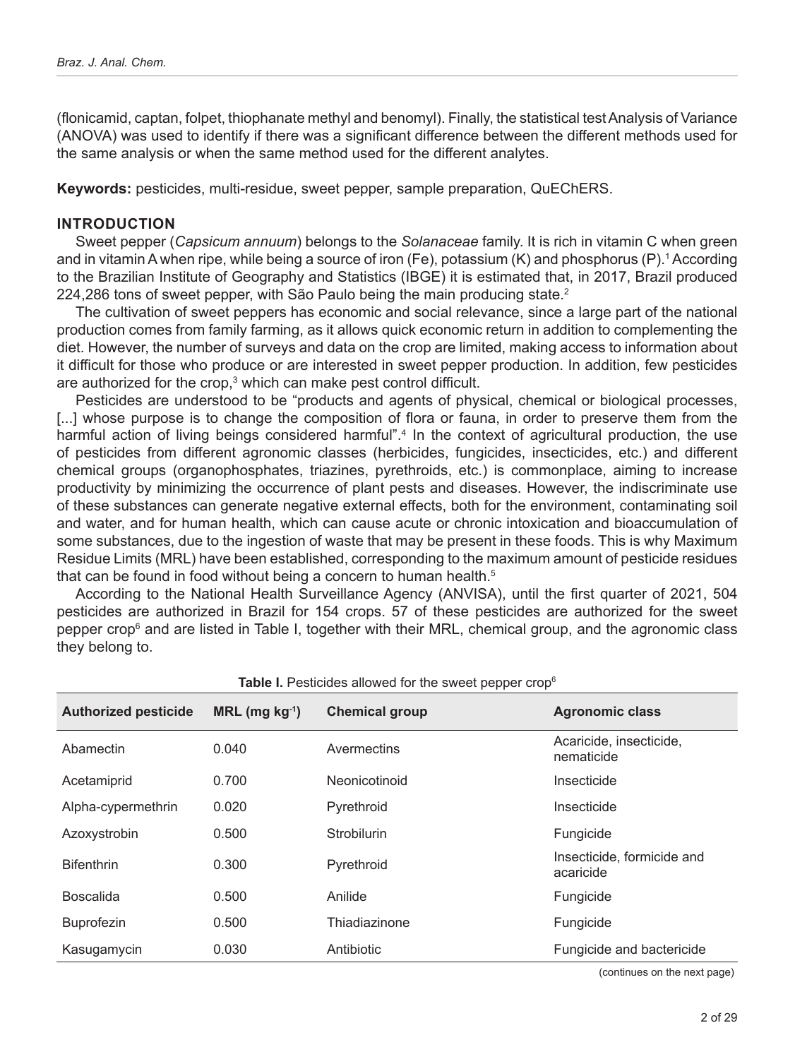(flonicamid, captan, folpet, thiophanate methyl and benomyl). Finally, the statistical test Analysis of Variance (ANOVA) was used to identify if there was a significant difference between the different methods used for the same analysis or when the same method used for the different analytes.

**Keywords:** pesticides, multi-residue, sweet pepper, sample preparation, QuEChERS.

## INTRODUCTION

Sweet pepper (*Capsicum annuum*) belongs to the *Solanaceae* family. It is rich in vitamin C when green and in vitamin A when ripe, while being a source of iron (Fe), potassium (K) and phosphorus (P).[1] According to the Brazilian Institute of Geography and Statistics (IBGE) it is estimated that, in 2017, Brazil produced 224,286 tons of sweet pepper, with São Paulo being the main producing state.[2]

The cultivation of sweet peppers has economic and social relevance, since a large part of the national production comes from family farming, as it allows quick economic return in addition to complementing the diet. However, the number of surveys and data on the crop are limited, making access to information about it difficult for those who produce or are interested in sweet pepper production. In addition, few pesticides are authorized for the crop,[3] which can make pest control difficult.

Pesticides are understood to be "products and agents of physical, chemical or biological processes, [...] whose purpose is to change the composition of flora or fauna, in order to preserve them from the harmful action of living beings considered harmful".[4] In the context of agricultural production, the use of pesticides from different agronomic classes (herbicides, fungicides, insecticides, etc.) and different chemical groups (organophosphates, triazines, pyrethroids, etc.) is commonplace, aiming to increase productivity by minimizing the occurrence of plant pests and diseases. However, the indiscriminate use of these substances can generate negative external effects, both for the environment, contaminating soil and water, and for human health, which can cause acute or chronic intoxication and bioaccumulation of some substances, due to the ingestion of waste that may be present in these foods. This is why Maximum Residue Limits (MRL) have been established, corresponding to the maximum amount of pesticide residues that can be found in food without being a concern to human health.[5]

According to the National Health Surveillance Agency (ANVISA), until the first quarter of 2021, 504 pesticides are authorized in Brazil for 154 crops. 57 of these pesticides are authorized for the sweet pepper crop[6] and are listed in Table I, together with their MRL, chemical group, and the agronomic class they belong to.

**Table I.** Pesticides allowed for the sweet pepper crop[6]

| Authorized pesticide | MRL (mg kg$^{-1}$) | Chemical group | Agronomic class |
|---|---|---|---|
| Abamectin | 0.040 | Avermectins | Acaricide, insecticide, nematicide |
| Acetamiprid | 0.700 | Neonicotinoid | Insecticide |
| Alpha-cypermethrin | 0.020 | Pyrethroid | Insecticide |
| Azoxystrobin | 0.500 | Strobilurin | Fungicide |
| Bifenthrin | 0.300 | Pyrethroid | Insecticide, formicide and acaricide |
| Boscalida | 0.500 | Anilide | Fungicide |
| Buprofezin | 0.500 | Thiadiazinone | Fungicide |
| Kasugamycin | 0.030 | Antibiotic | Fungicide and bactericide |

(continues on the next page)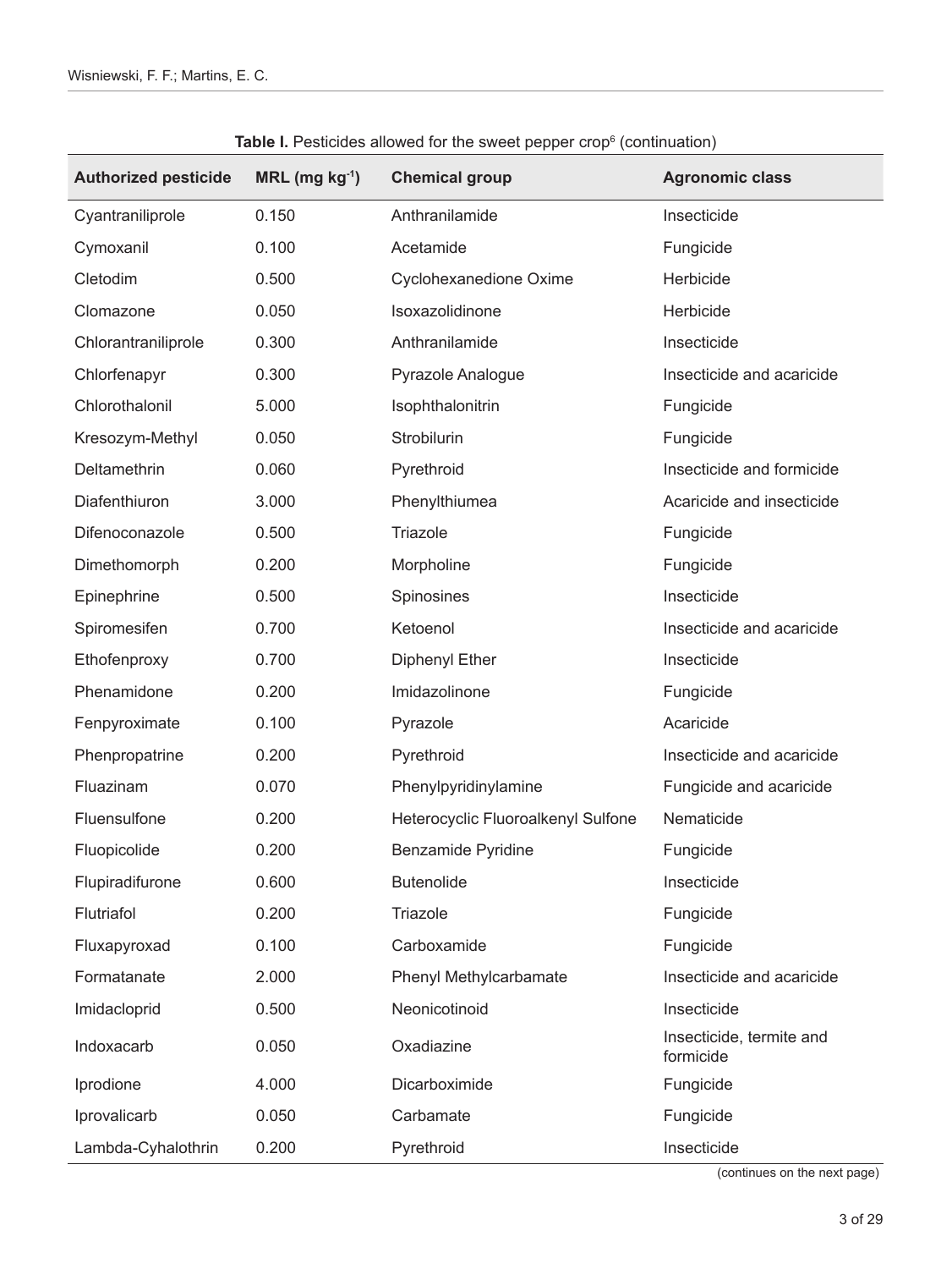**Table I.** Pesticides allowed for the sweet pepper crop[6] (continuation)

| Authorized pesticide | MRL (mg $kg^{-1}$) | Chemical group | Agronomic class |
|---|---|---|---|
| Cyantraniliprole | 0.150 | Anthranilamide | Insecticide |
| Cymoxanil | 0.100 | Acetamide | Fungicide |
| Cletodim | 0.500 | Cyclohexanedione Oxime | Herbicide |
| Clomazone | 0.050 | Isoxazolidinone | Herbicide |
| Chlorantraniliprole | 0.300 | Anthranilamide | Insecticide |
| Chlorfenapyr | 0.300 | Pyrazole Analogue | Insecticide and acaricide |
| Chlorothalonil | 5.000 | Isophthalonitrin | Fungicide |
| Kresozym-Methyl | 0.050 | Strobilurin | Fungicide |
| Deltamethrin | 0.060 | Pyrethroid | Insecticide and formicide |
| Diafenthiuron | 3.000 | Phenylthiumea | Acaricide and insecticide |
| Difenoconazole | 0.500 | Triazole | Fungicide |
| Dimethomorph | 0.200 | Morpholine | Fungicide |
| Epinephrine | 0.500 | Spinosines | Insecticide |
| Spiromesifen | 0.700 | Ketoenol | Insecticide and acaricide |
| Ethofenproxy | 0.700 | Diphenyl Ether | Insecticide |
| Phenamidone | 0.200 | Imidazolinone | Fungicide |
| Fenpyroximate | 0.100 | Pyrazole | Acaricide |
| Phenpropatrine | 0.200 | Pyrethroid | Insecticide and acaricide |
| Fluazinam | 0.070 | Phenylpyridinylamine | Fungicide and acaricide |
| Fluensulfone | 0.200 | Heterocyclic Fluoroalkenyl Sulfone | Nematicide |
| Fluopicolide | 0.200 | Benzamide Pyridine | Fungicide |
| Flupiradifurone | 0.600 | Butenolide | Insecticide |
| Flutriafol | 0.200 | Triazole | Fungicide |
| Fluxapyroxad | 0.100 | Carboxamide | Fungicide |
| Formatanate | 2.000 | Phenyl Methylcarbamate | Insecticide and acaricide |
| Imidacloprid | 0.500 | Neonicotinoid | Insecticide |
| Indoxacarb | 0.050 | Oxadiazine | Insecticide, termite and formicide |
| Iprodione | 4.000 | Dicarboximide | Fungicide |
| Iprovalicarb | 0.050 | Carbamate | Fungicide |
| Lambda-Cyhalothrin | 0.200 | Pyrethroid | Insecticide |

(continues on the next page)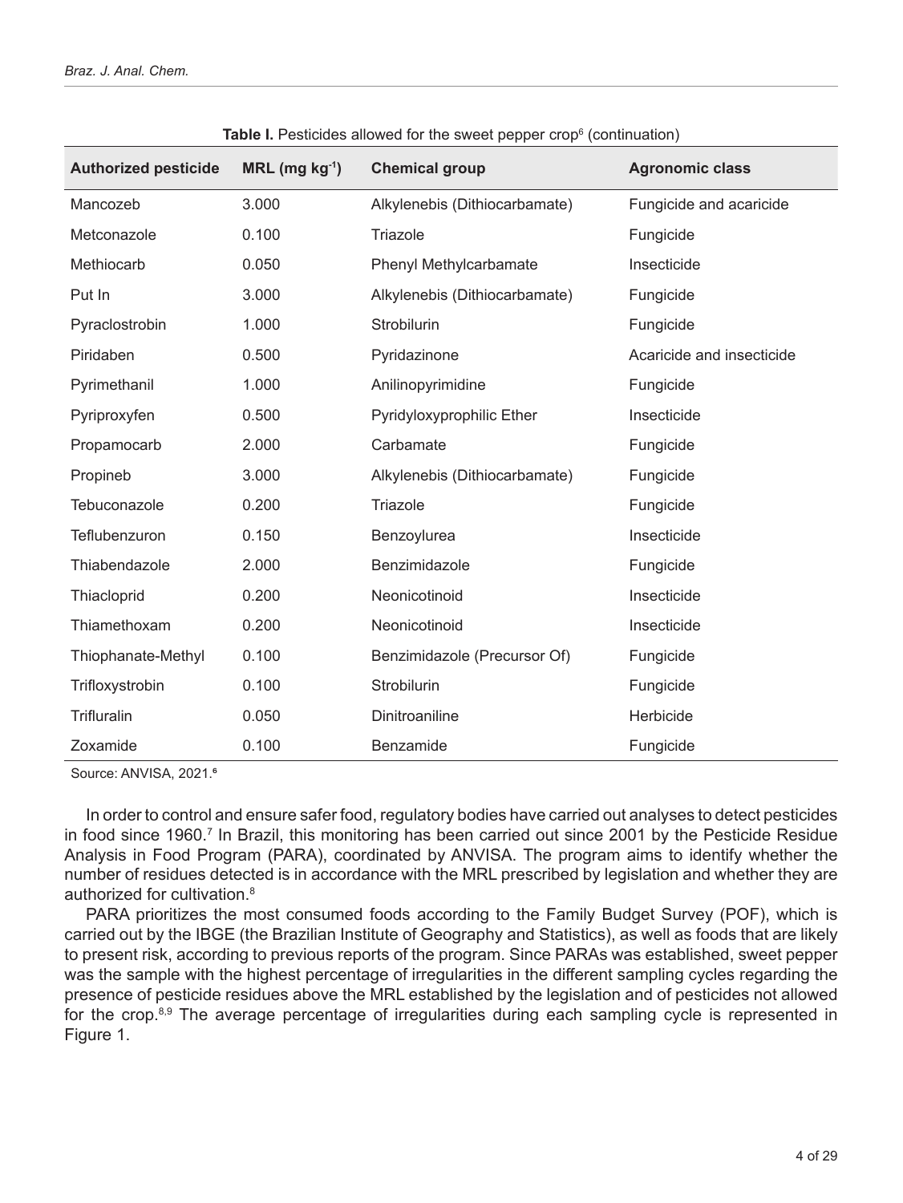**Table I.** Pesticides allowed for the sweet pepper crop[6] (continuation)

| Authorized pesticide | MRL (mg kg$^{-1}$) | Chemical group | Agronomic class |
|---|---|---|---|
| Mancozeb | 3.000 | Alkylenebis (Dithiocarbamate) | Fungicide and acaricide |
| Metconazole | 0.100 | Triazole | Fungicide |
| Methiocarb | 0.050 | Phenyl Methylcarbamate | Insecticide |
| Put In | 3.000 | Alkylenebis (Dithiocarbamate) | Fungicide |
| Pyraclostrobin | 1.000 | Strobilurin | Fungicide |
| Piridaben | 0.500 | Pyridazinone | Acaricide and insecticide |
| Pyrimethanil | 1.000 | Anilinopyrimidine | Fungicide |
| Pyriproxyfen | 0.500 | Pyridyloxyprophilic Ether | Insecticide |
| Propamocarb | 2.000 | Carbamate | Fungicide |
| Propineb | 3.000 | Alkylenebis (Dithiocarbamate) | Fungicide |
| Tebuconazole | 0.200 | Triazole | Fungicide |
| Teflubenzuron | 0.150 | Benzoylurea | Insecticide |
| Thiabendazole | 2.000 | Benzimidazole | Fungicide |
| Thiacloprid | 0.200 | Neonicotinoid | Insecticide |
| Thiamethoxam | 0.200 | Neonicotinoid | Insecticide |
| Thiophanate-Methyl | 0.100 | Benzimidazole (Precursor Of) | Fungicide |
| Trifloxystrobin | 0.100 | Strobilurin | Fungicide |
| Trifluralin | 0.050 | Dinitroaniline | Herbicide |
| Zoxamide | 0.100 | Benzamide | Fungicide |

Source: ANVISA, 2021.[6]

In order to control and ensure safer food, regulatory bodies have carried out analyses to detect pesticides in food since 1960.[7] In Brazil, this monitoring has been carried out since 2001 by the Pesticide Residue Analysis in Food Program (PARA), coordinated by ANVISA. The program aims to identify whether the number of residues detected is in accordance with the MRL prescribed by legislation and whether they are authorized for cultivation.[8]

PARA prioritizes the most consumed foods according to the Family Budget Survey (POF), which is carried out by the IBGE (the Brazilian Institute of Geography and Statistics), as well as foods that are likely to present risk, according to previous reports of the program. Since PARAs was established, sweet pepper was the sample with the highest percentage of irregularities in the different sampling cycles regarding the presence of pesticide residues above the MRL established by the legislation and of pesticides not allowed for the crop.[8,9] The average percentage of irregularities during each sampling cycle is represented in Figure 1.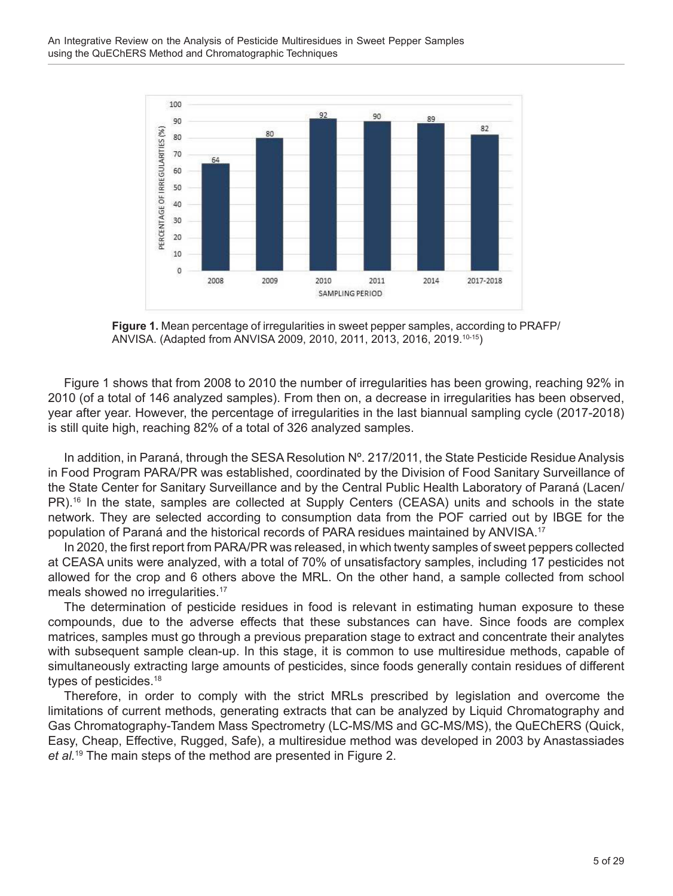**Figure 1.** Mean percentage of irregularities in sweet pepper samples, according to PRAFP/ ANVISA. (Adapted from ANVISA 2009, 2010, 2011, 2013, 2016, 2019.[10-15])

Figure 1 shows that from 2008 to 2010 the number of irregularities has been growing, reaching 92% in 2010 (of a total of 146 analyzed samples). From then on, a decrease in irregularities has been observed, year after year. However, the percentage of irregularities in the last biannual sampling cycle (2017-2018) is still quite high, reaching 82% of a total of 326 analyzed samples.

In addition, in Paraná, through the SESA Resolution Nº. 217/2011, the State Pesticide Residue Analysis in Food Program PARA/PR was established, coordinated by the Division of Food Sanitary Surveillance of the State Center for Sanitary Surveillance and by the Central Public Health Laboratory of Paraná (Lacen/ PR).[16] In the state, samples are collected at Supply Centers (CEASA) units and schools in the state network. They are selected according to consumption data from the POF carried out by IBGE for the population of Paraná and the historical records of PARA residues maintained by ANVISA.[17]

In 2020, the first report from PARA/PR was released, in which twenty samples of sweet peppers collected at CEASA units were analyzed, with a total of 70% of unsatisfactory samples, including 17 pesticides not allowed for the crop and 6 others above the MRL. On the other hand, a sample collected from school meals showed no irregularities.[17]

The determination of pesticide residues in food is relevant in estimating human exposure to these compounds, due to the adverse effects that these substances can have. Since foods are complex matrices, samples must go through a previous preparation stage to extract and concentrate their analytes with subsequent sample clean-up. In this stage, it is common to use multiresidue methods, capable of simultaneously extracting large amounts of pesticides, since foods generally contain residues of different types of pesticides.[18]

Therefore, in order to comply with the strict MRLs prescribed by legislation and overcome the limitations of current methods, generating extracts that can be analyzed by Liquid Chromatography and Gas Chromatography-Tandem Mass Spectrometry (LC-MS/MS and GC-MS/MS), the QuEChERS (Quick, Easy, Cheap, Effective, Rugged, Safe), a multiresidue method was developed in 2003 by Anastassiades *et al.*[19] The main steps of the method are presented in Figure 2.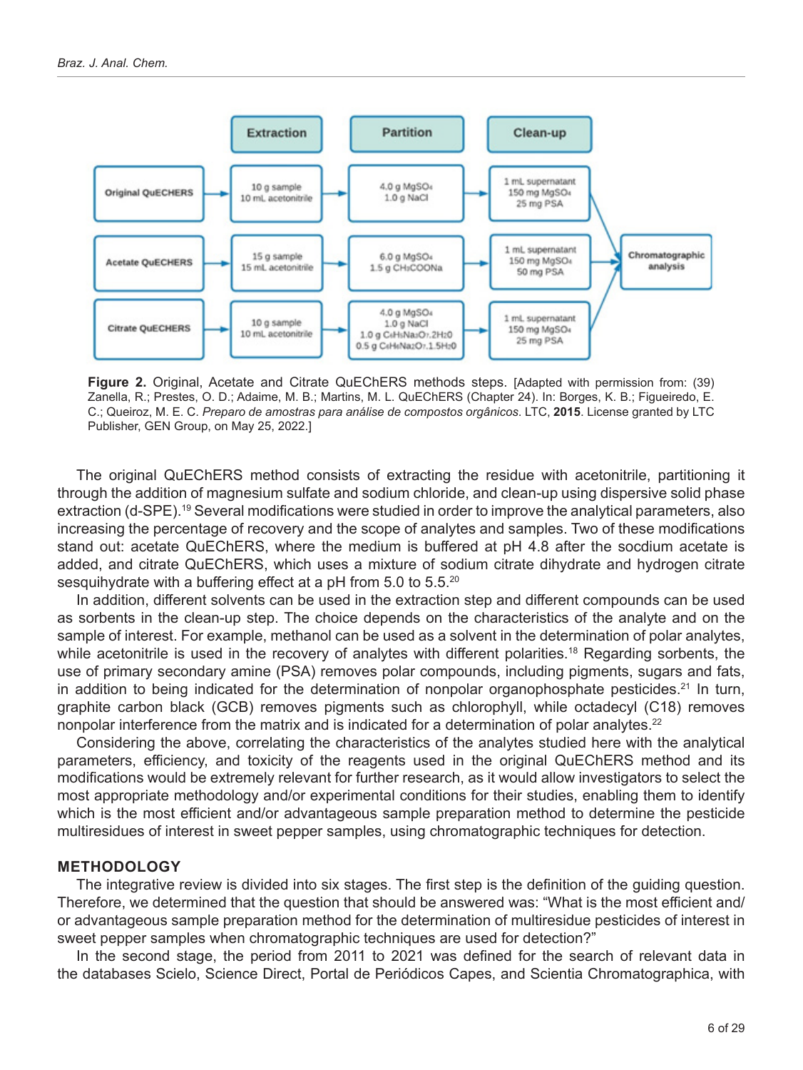Extraction | Partition | Clean-up

| | Extraction | Partition | Clean-up |
|---|---|---|---|
| Original QuECHERS | 10 g sample 10 mL acetonitrile | 4.0 g $MgSO_4$ 1.0 g NaCl | 1 mL supernatant 150 mg $MgSO_4$ 25 mg PSA |
| Acetate QuECHERS | 15 g sample 15 mL acetonitrile | 6.0 g $MgSO_4$ 1.5 g $CH_3COONa$ | 1 mL supernatant 150 mg $MgSO_4$ 50 mg PSA |
| Citrate QuECHERS | 10 g sample 10 mL acetonitrile | 4.0 g $MgSO_4$ 1.0 g NaCl 1.0 g $C_6H_5Na_3O_7.2H_2O$ 0.5 g $C_6H_6Na_2O_7.1.5H_2O$ | 1 mL supernatant 150 mg $MgSO_4$ 25 mg PSA |

→ Chromatographic analysis

**Figure 2.** Original, Acetate and Citrate QuEChERS methods steps. [Adapted with permission from: (39) Zanella, R.; Prestes, O. D.; Adaime, M. B.; Martins, M. L. QuEChERS (Chapter 24). In: Borges, K. B.; Figueiredo, E. C.; Queiroz, M. E. C. *Preparo de amostras para análise de compostos orgânicos*. LTC, **2015**. License granted by LTC Publisher, GEN Group, on May 25, 2022.]

The original QuEChERS method consists of extracting the residue with acetonitrile, partitioning it through the addition of magnesium sulfate and sodium chloride, and clean-up using dispersive solid phase extraction (d-SPE).[19] Several modifications were studied in order to improve the analytical parameters, also increasing the percentage of recovery and the scope of analytes and samples. Two of these modifications stand out: acetate QuEChERS, where the medium is buffered at pH 4.8 after the socdium acetate is added, and citrate QuEChERS, which uses a mixture of sodium citrate dihydrate and hydrogen citrate sesquihydrate with a buffering effect at a pH from 5.0 to 5.5.[20]

In addition, different solvents can be used in the extraction step and different compounds can be used as sorbents in the clean-up step. The choice depends on the characteristics of the analyte and on the sample of interest. For example, methanol can be used as a solvent in the determination of polar analytes, while acetonitrile is used in the recovery of analytes with different polarities.[18] Regarding sorbents, the use of primary secondary amine (PSA) removes polar compounds, including pigments, sugars and fats, in addition to being indicated for the determination of nonpolar organophosphate pesticides.[21] In turn, graphite carbon black (GCB) removes pigments such as chlorophyll, while octadecyl (C18) removes nonpolar interference from the matrix and is indicated for a determination of polar analytes.[22]

Considering the above, correlating the characteristics of the analytes studied here with the analytical parameters, efficiency, and toxicity of the reagents used in the original QuEChERS method and its modifications would be extremely relevant for further research, as it would allow investigators to select the most appropriate methodology and/or experimental conditions for their studies, enabling them to identify which is the most efficient and/or advantageous sample preparation method to determine the pesticide multiresidues of interest in sweet pepper samples, using chromatographic techniques for detection.

## METHODOLOGY

The integrative review is divided into six stages. The first step is the definition of the guiding question. Therefore, we determined that the question that should be answered was: "What is the most efficient and/or advantageous sample preparation method for the determination of multiresidue pesticides of interest in sweet pepper samples when chromatographic techniques are used for detection?"

In the second stage, the period from 2011 to 2021 was defined for the search of relevant data in the databases Scielo, Science Direct, Portal de Periódicos Capes, and Scientia Chromatographica, with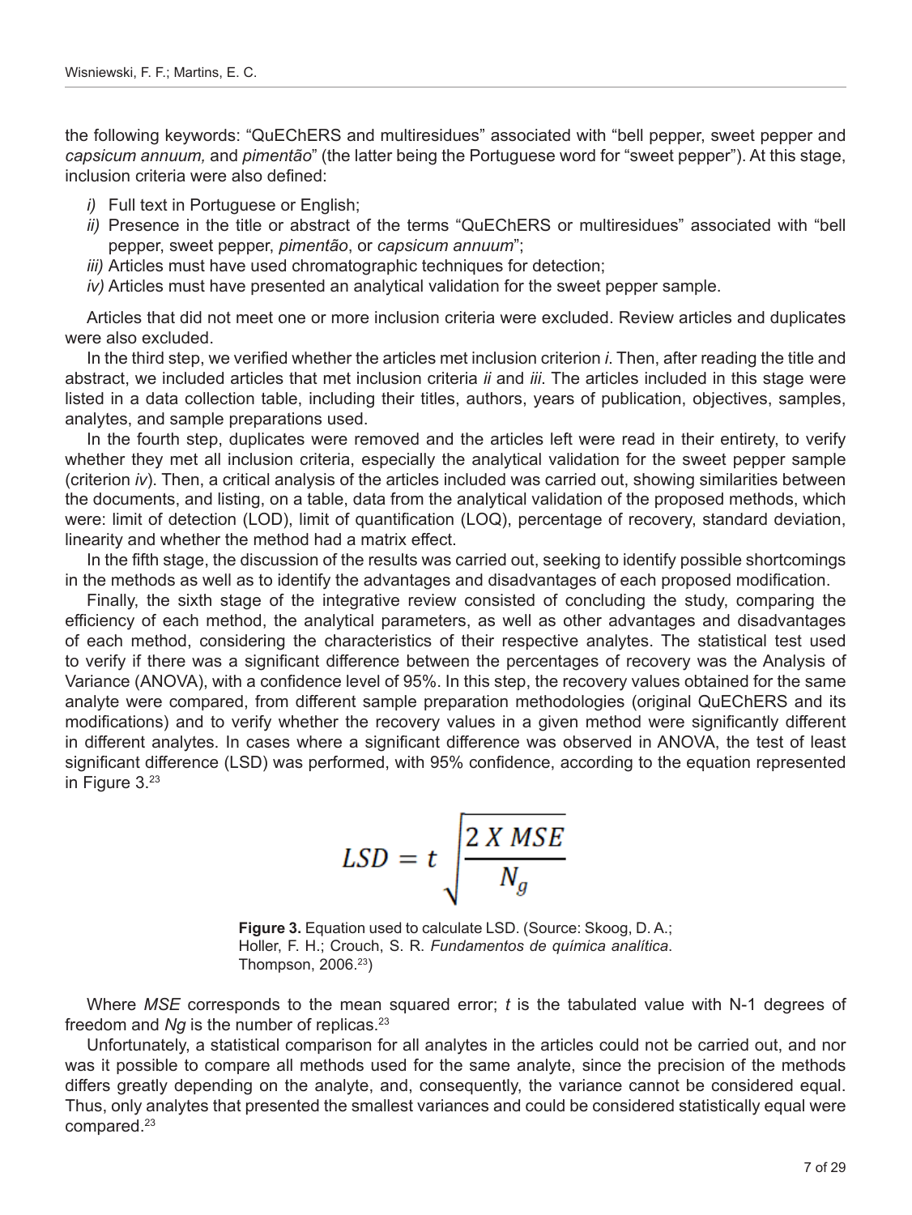the following keywords: "QuEChERS and multiresidues" associated with "bell pepper, sweet pepper and *capsicum annuum,* and *pimentão*" (the latter being the Portuguese word for "sweet pepper"). At this stage, inclusion criteria were also defined:

- *i)* Full text in Portuguese or English;
- *ii)* Presence in the title or abstract of the terms "QuEChERS or multiresidues" associated with "bell pepper, sweet pepper, *pimentão*, or *capsicum annuum*";
- *iii)* Articles must have used chromatographic techniques for detection;
- *iv)* Articles must have presented an analytical validation for the sweet pepper sample.

Articles that did not meet one or more inclusion criteria were excluded. Review articles and duplicates were also excluded.

In the third step, we verified whether the articles met inclusion criterion *i*. Then, after reading the title and abstract, we included articles that met inclusion criteria *ii* and *iii*. The articles included in this stage were listed in a data collection table, including their titles, authors, years of publication, objectives, samples, analytes, and sample preparations used.

In the fourth step, duplicates were removed and the articles left were read in their entirety, to verify whether they met all inclusion criteria, especially the analytical validation for the sweet pepper sample (criterion *iv*). Then, a critical analysis of the articles included was carried out, showing similarities between the documents, and listing, on a table, data from the analytical validation of the proposed methods, which were: limit of detection (LOD), limit of quantification (LOQ), percentage of recovery, standard deviation, linearity and whether the method had a matrix effect.

In the fifth stage, the discussion of the results was carried out, seeking to identify possible shortcomings in the methods as well as to identify the advantages and disadvantages of each proposed modification.

Finally, the sixth stage of the integrative review consisted of concluding the study, comparing the efficiency of each method, the analytical parameters, as well as other advantages and disadvantages of each method, considering the characteristics of their respective analytes. The statistical test used to verify if there was a significant difference between the percentages of recovery was the Analysis of Variance (ANOVA), with a confidence level of 95%. In this step, the recovery values obtained for the same analyte were compared, from different sample preparation methodologies (original QuEChERS and its modifications) and to verify whether the recovery values in a given method were significantly different in different analytes. In cases where a significant difference was observed in ANOVA, the test of least significant difference (LSD) was performed, with 95% confidence, according to the equation represented in Figure 3.[23]

$$LSD = t\sqrt{\frac{2 \ X \ MSE}{N_g}}$$

**Figure 3.** Equation used to calculate LSD. (Source: Skoog, D. A.; Holler, F. H.; Crouch, S. R. *Fundamentos de química analítica*. Thompson, 2006.[23])

Where *MSE* corresponds to the mean squared error; *t* is the tabulated value with N-1 degrees of freedom and $N_g$ is the number of replicas.[23]

Unfortunately, a statistical comparison for all analytes in the articles could not be carried out, and nor was it possible to compare all methods used for the same analyte, since the precision of the methods differs greatly depending on the analyte, and, consequently, the variance cannot be considered equal. Thus, only analytes that presented the smallest variances and could be considered statistically equal were compared.[23]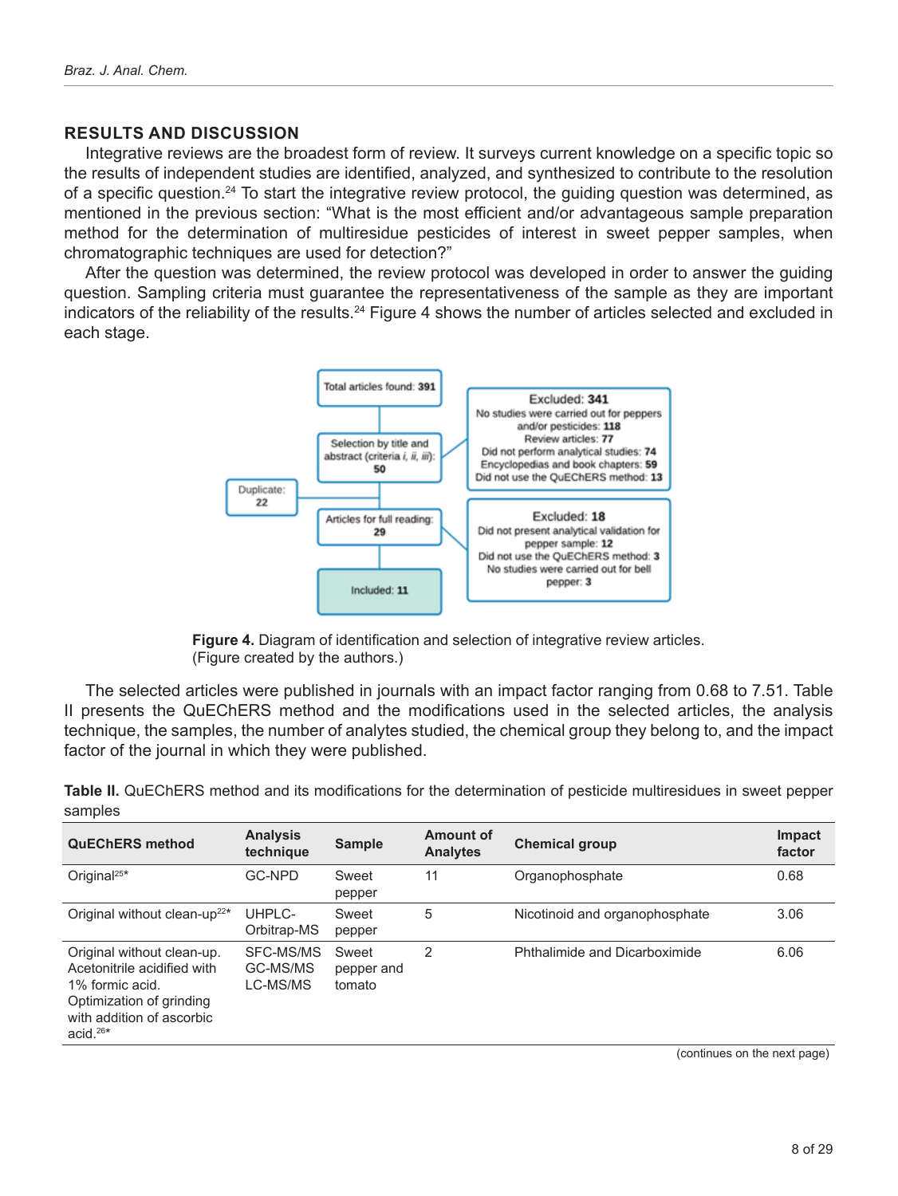## RESULTS AND DISCUSSION

Integrative reviews are the broadest form of review. It surveys current knowledge on a specific topic so the results of independent studies are identified, analyzed, and synthesized to contribute to the resolution of a specific question.[24] To start the integrative review protocol, the guiding question was determined, as mentioned in the previous section: "What is the most efficient and/or advantageous sample preparation method for the determination of multiresidue pesticides of interest in sweet pepper samples, when chromatographic techniques are used for detection?"

After the question was determined, the review protocol was developed in order to answer the guiding question. Sampling criteria must guarantee the representativeness of the sample as they are important indicators of the reliability of the results.[24] Figure 4 shows the number of articles selected and excluded in each stage.

Total articles found: **391**

Selection by title and abstract (criteria *i*, *ii*, *iii*): **50**

Excluded: **341**
No studies were carried out for peppers and/or pesticides: **118**
Review articles: **77**
Did not perform analytical studies: **74**
Encyclopedias and book chapters: **59**
Did not use the QuEChERS method: **13**

Duplicate: **22**

Articles for full reading: **29**

Excluded: **18**
Did not present analytical validation for pepper sample: **12**
Did not use the QuEChERS method: **3**
No studies were carried out for bell pepper: **3**

Included: **11**

**Figure 4.** Diagram of identification and selection of integrative review articles. (Figure created by the authors.)

The selected articles were published in journals with an impact factor ranging from 0.68 to 7.51. Table II presents the QuEChERS method and the modifications used in the selected articles, the analysis technique, the samples, the number of analytes studied, the chemical group they belong to, and the impact factor of the journal in which they were published.

**Table II.** QuEChERS method and its modifications for the determination of pesticide multiresidues in sweet pepper samples

| QuEChERS method | Analysis technique | Sample | Amount of Analytes | Chemical group | Impact factor |
|---|---|---|---|---|---|
| Original[25]* | GC-NPD | Sweet pepper | 11 | Organophosphate | 0.68 |
| Original without clean-up[22]* | UHPLC-Orbitrap-MS | Sweet pepper | 5 | Nicotinoid and organophosphate | 3.06 |
| Original without clean-up. Acetonitrile acidified with 1% formic acid. Optimization of grinding with addition of ascorbic acid.[26]* | SFC-MS/MS GC-MS/MS LC-MS/MS | Sweet pepper and tomato | 2 | Phthalimide and Dicarboximide | 6.06 |

(continues on the next page)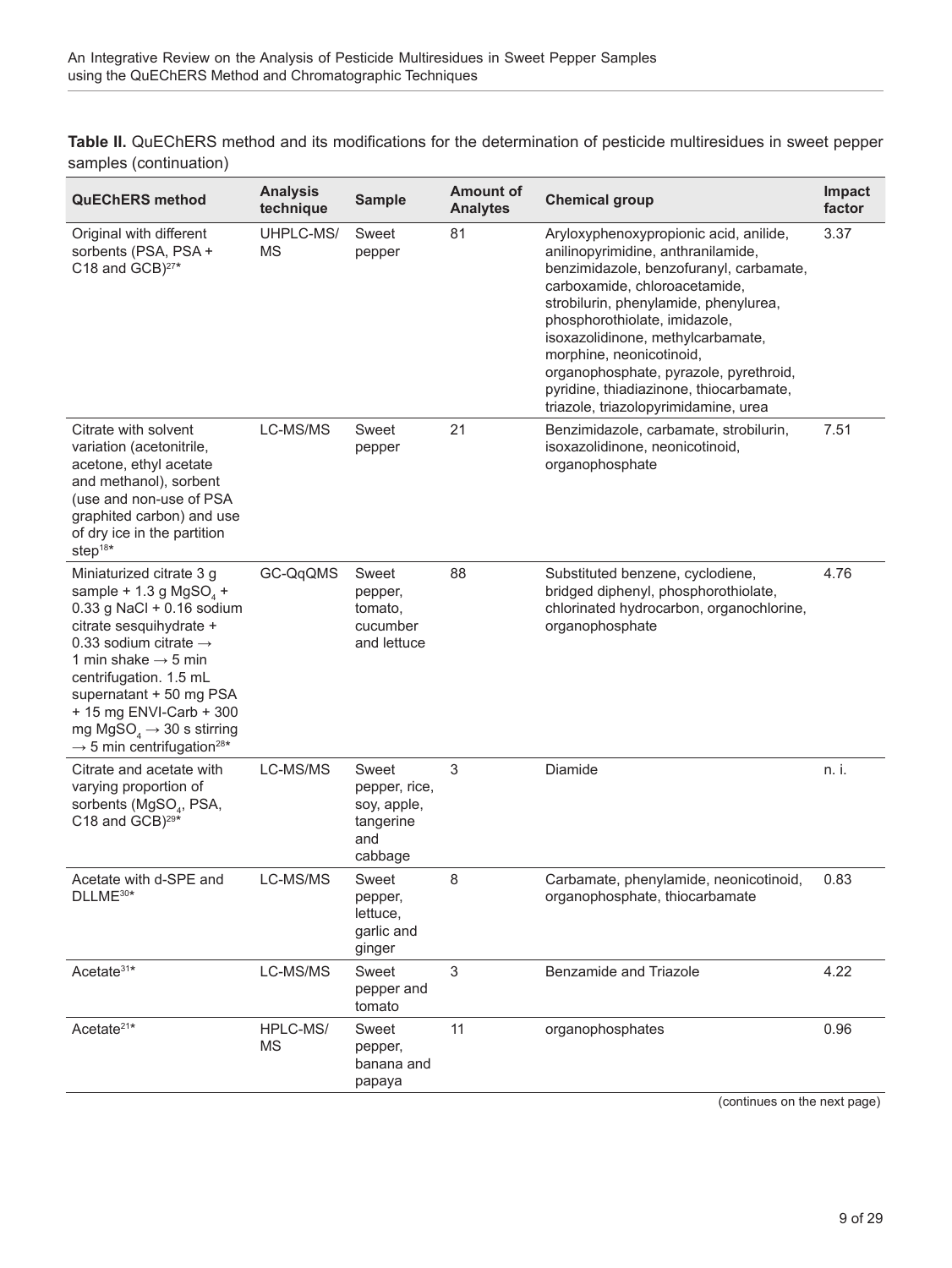**Table II.** QuEChERS method and its modifications for the determination of pesticide multiresidues in sweet pepper samples (continuation)

| QuEChERS method | Analysis technique | Sample | Amount of Analytes | Chemical group | Impact factor |
|---|---|---|---|---|---|
| Original with different sorbents (PSA, PSA + C18 and GCB)[27]* | UHPLC-MS/MS | Sweet pepper | 81 | Aryloxyphenoxypropionic acid, anilide, anilinopyrimidine, anthranilamide, benzimidazole, benzofuranyl, carbamate, carboxamide, chloroacetamide, strobilurin, phenylamide, phenylurea, phosphorothiolate, imidazole, isoxazolidinone, methylcarbamate, morphine, neonicotinoid, organophosphate, pyrazole, pyrethroid, pyridine, thiadiazinone, thiocarbamate, triazole, triazolopyrimidamine, urea | 3.37 |
| Citrate with solvent variation (acetonitrile, acetone, ethyl acetate and methanol), sorbent (use and non-use of PSA graphited carbon) and use of dry ice in the partition step[18]* | LC-MS/MS | Sweet pepper | 21 | Benzimidazole, carbamate, strobilurin, isoxazolidinone, neonicotinoid, organophosphate | 7.51 |
| Miniaturized citrate 3 g sample + 1.3 g $MgSO_4$ + 0.33 g NaCl + 0.16 sodium citrate sesquihydrate + 0.33 sodium citrate → 1 min shake → 5 min centrifugation. 1.5 mL supernatant + 50 mg PSA + 15 mg ENVI-Carb + 300 mg $MgSO_4$ → 30 s stirring → 5 min centrifugation[28]* | GC-QqQMS | Sweet pepper, tomato, cucumber and lettuce | 88 | Substituted benzene, cyclodiene, bridged diphenyl, phosphorothiolate, chlorinated hydrocarbon, organochlorine, organophosphate | 4.76 |
| Citrate and acetate with varying proportion of sorbents ($MgSO_4$, PSA, C18 and GCB)[29]* | LC-MS/MS | Sweet pepper, rice, soy, apple, tangerine and cabbage | 3 | Diamide | n. i. |
| Acetate with d-SPE and DLLME[30]* | LC-MS/MS | Sweet pepper, lettuce, garlic and ginger | 8 | Carbamate, phenylamide, neonicotinoid, organophosphate, thiocarbamate | 0.83 |
| Acetate[31]* | LC-MS/MS | Sweet pepper and tomato | 3 | Benzamide and Triazole | 4.22 |
| Acetate[21]* | HPLC-MS/MS | Sweet pepper, banana and papaya | 11 | organophosphates | 0.96 |

(continues on the next page)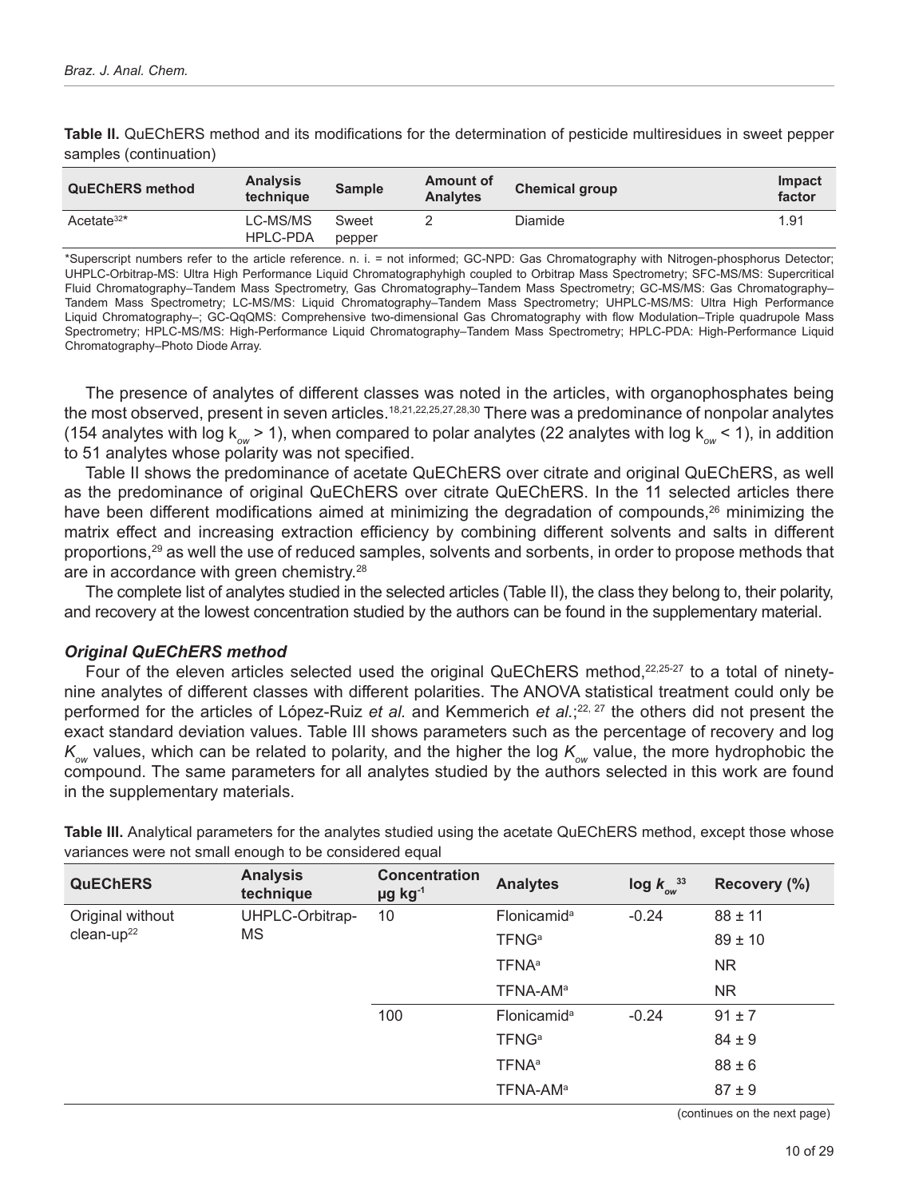**Table II.** QuEChERS method and its modifications for the determination of pesticide multiresidues in sweet pepper samples (continuation)

| QuEChERS method | Analysis technique | Sample | Amount of Analytes | Chemical group | Impact factor |
|---|---|---|---|---|---|
| Acetate[32]* | LC-MS/MS HPLC-PDA | Sweet pepper | 2 | Diamide | 1.91 |

*Superscript numbers refer to the article reference. n. i. = not informed; GC-NPD: Gas Chromatography with Nitrogen-phosphorus Detector; UHPLC-Orbitrap-MS: Ultra High Performance Liquid Chromatographyhigh coupled to Orbitrap Mass Spectrometry; SFC-MS/MS: Supercritical Fluid Chromatography–Tandem Mass Spectrometry, Gas Chromatography–Tandem Mass Spectrometry; GC-MS/MS: Gas Chromatography–Tandem Mass Spectrometry; LC-MS/MS: Liquid Chromatography–Tandem Mass Spectrometry; UHPLC-MS/MS: Ultra High Performance Liquid Chromatography–; GC-QqQMS: Comprehensive two-dimensional Gas Chromatography with flow Modulation–Triple quadrupole Mass Spectrometry; HPLC-MS/MS: High-Performance Liquid Chromatography–Tandem Mass Spectrometry; HPLC-PDA: High-Performance Liquid Chromatography–Photo Diode Array.

The presence of analytes of different classes was noted in the articles, with organophosphates being the most observed, present in seven articles.[18,21,22,25,27,28,30] There was a predominance of nonpolar analytes (154 analytes with log $k_{ow} > 1$), when compared to polar analytes (22 analytes with log $k_{ow} < 1$), in addition to 51 analytes whose polarity was not specified.

Table II shows the predominance of acetate QuEChERS over citrate and original QuEChERS, as well as the predominance of original QuEChERS over citrate QuEChERS. In the 11 selected articles there have been different modifications aimed at minimizing the degradation of compounds,[26] minimizing the matrix effect and increasing extraction efficiency by combining different solvents and salts in different proportions,[29] as well the use of reduced samples, solvents and sorbents, in order to propose methods that are in accordance with green chemistry.[28]

The complete list of analytes studied in the selected articles (Table II), the class they belong to, their polarity, and recovery at the lowest concentration studied by the authors can be found in the supplementary material.

### *Original QuEChERS method*

Four of the eleven articles selected used the original QuEChERS method,[22,25-27] to a total of ninety-nine analytes of different classes with different polarities. The ANOVA statistical treatment could only be performed for the articles of López-Ruiz *et al.* and Kemmerich *et al.*;[22, 27] the others did not present the exact standard deviation values. Table III shows parameters such as the percentage of recovery and log $K_{ow}$ values, which can be related to polarity, and the higher the log $K_{ow}$ value, the more hydrophobic the compound. The same parameters for all analytes studied by the authors selected in this work are found in the supplementary materials.

**Table III.** Analytical parameters for the analytes studied using the acetate QuEChERS method, except those whose variances were not small enough to be considered equal

| QuEChERS | Analysis technique | Concentration µg kg$^{-1}$ | Analytes | log $k_{ow}$ [33] | Recovery (%) |
|---|---|---|---|---|---|
| Original without clean-up[22] | UHPLC-Orbitrap-MS | 10 | Flonicamid[a] | -0.24 | 88 ± 11 |
| | | | TFNG[a] | | 89 ± 10 |
| | | | TFNA[a] | | NR |
| | | | TFNA-AM[a] | | NR |
| | | 100 | Flonicamid[a] | -0.24 | 91 ± 7 |
| | | | TFNG[a] | | 84 ± 9 |
| | | | TFNA[a] | | 88 ± 6 |
| | | | TFNA-AM[a] | | 87 ± 9 |

(continues on the next page)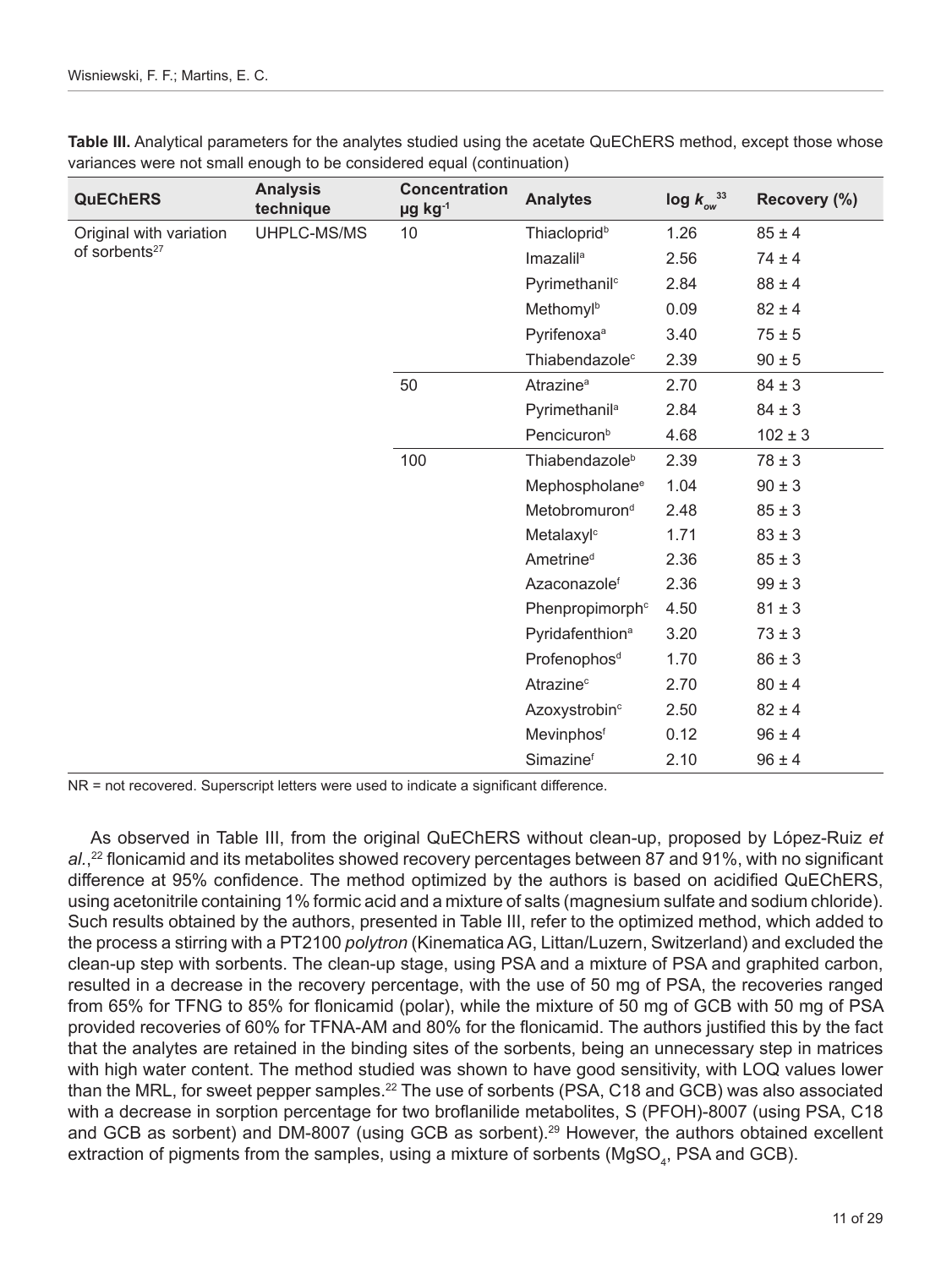**Table III.** Analytical parameters for the analytes studied using the acetate QuEChERS method, except those whose variances were not small enough to be considered equal (continuation)

| QuEChERS | Analysis technique | Concentration μg kg$^{-1}$ | Analytes | log $k_{ow}$[33] | Recovery (%) |
|---|---|---|---|---|---|
| Original with variation of sorbents[27] | UHPLC-MS/MS | 10 | Thiacloprid[b] | 1.26 | 85 ± 4 |
| | | | Imazalil[a] | 2.56 | 74 ± 4 |
| | | | Pyrimethanil[c] | 2.84 | 88 ± 4 |
| | | | Methomyl[b] | 0.09 | 82 ± 4 |
| | | | Pyrifenoxa[a] | 3.40 | 75 ± 5 |
| | | | Thiabendazole[c] | 2.39 | 90 ± 5 |
| | | 50 | Atrazine[a] | 2.70 | 84 ± 3 |
| | | | Pyrimethanil[a] | 2.84 | 84 ± 3 |
| | | | Pencicuron[b] | 4.68 | 102 ± 3 |
| | | 100 | Thiabendazole[b] | 2.39 | 78 ± 3 |
| | | | Mephospholane[e] | 1.04 | 90 ± 3 |
| | | | Metobromuron[d] | 2.48 | 85 ± 3 |
| | | | Metalaxyl[c] | 1.71 | 83 ± 3 |
| | | | Ametrine[d] | 2.36 | 85 ± 3 |
| | | | Azaconazole[f] | 2.36 | 99 ± 3 |
| | | | Phenpropimorph[c] | 4.50 | 81 ± 3 |
| | | | Pyridafenthion[a] | 3.20 | 73 ± 3 |
| | | | Profenophos[d] | 1.70 | 86 ± 3 |
| | | | Atrazine[c] | 2.70 | 80 ± 4 |
| | | | Azoxystrobin[c] | 2.50 | 82 ± 4 |
| | | | Mevinphos[f] | 0.12 | 96 ± 4 |
| | | | Simazine[f] | 2.10 | 96 ± 4 |

NR = not recovered. Superscript letters were used to indicate a significant difference.

As observed in Table III, from the original QuEChERS without clean-up, proposed by López-Ruiz *et al.*,[22] flonicamid and its metabolites showed recovery percentages between 87 and 91%, with no significant difference at 95% confidence. The method optimized by the authors is based on acidified QuEChERS, using acetonitrile containing 1% formic acid and a mixture of salts (magnesium sulfate and sodium chloride). Such results obtained by the authors, presented in Table III, refer to the optimized method, which added to the process a stirring with a PT2100 *polytron* (Kinematica AG, Littan/Luzern, Switzerland) and excluded the clean-up step with sorbents. The clean-up stage, using PSA and a mixture of PSA and graphited carbon, resulted in a decrease in the recovery percentage, with the use of 50 mg of PSA, the recoveries ranged from 65% for TFNG to 85% for flonicamid (polar), while the mixture of 50 mg of GCB with 50 mg of PSA provided recoveries of 60% for TFNA-AM and 80% for the flonicamid. The authors justified this by the fact that the analytes are retained in the binding sites of the sorbents, being an unnecessary step in matrices with high water content. The method studied was shown to have good sensitivity, with LOQ values lower than the MRL, for sweet pepper samples.[22] The use of sorbents (PSA, C18 and GCB) was also associated with a decrease in sorption percentage for two broflanilide metabolites, S (PFOH)-8007 (using PSA, C18 and GCB as sorbent) and DM-8007 (using GCB as sorbent).[29] However, the authors obtained excellent extraction of pigments from the samples, using a mixture of sorbents ($MgSO_4$, PSA and GCB).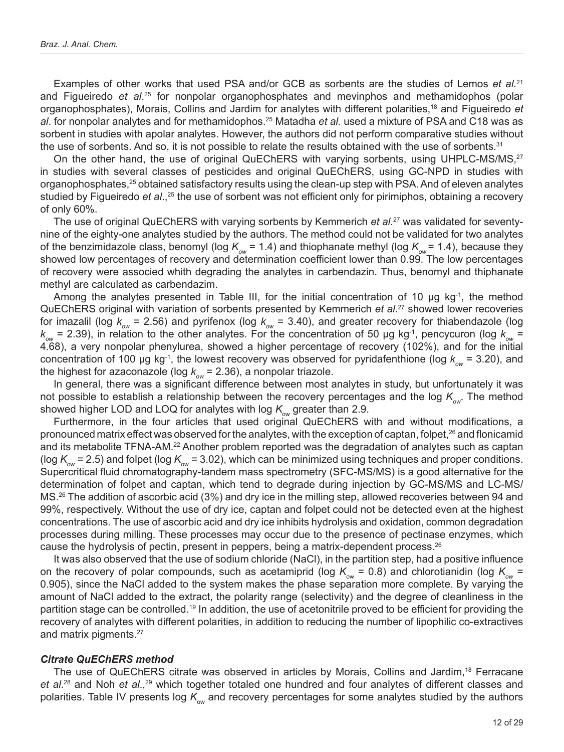Examples of other works that used PSA and/or GCB as sorbents are the studies of Lemos *et al.*[21] and Figueiredo *et al*.[25] for nonpolar organophosphates and mevinphos and methamidophos (polar organophosphates), Morais, Collins and Jardim for analytes with different polarities,[18] and Figueiredo *et al*. for nonpolar analytes and for methamidophos.[25] Matadha *et al.* used a mixture of PSA and C18 was as sorbent in studies with apolar analytes. However, the authors did not perform comparative studies without the use of sorbents. And so, it is not possible to relate the results obtained with the use of sorbents.[31]

On the other hand, the use of original QuEChERS with varying sorbents, using UHPLC-MS/MS,[27] in studies with several classes of pesticides and original QuEChERS, using GC-NPD in studies with organophosphates,[25] obtained satisfactory results using the clean-up step with PSA. And of eleven analytes studied by Figueiredo *et al*.,[25] the use of sorbent was not efficient only for pirimiphos, obtaining a recovery of only 60%.

The use of original QuEChERS with varying sorbents by Kemmerich *et al.*[27] was validated for seventy-nine of the eighty-one analytes studied by the authors. The method could not be validated for two analytes of the benzimidazole class, benomyl (log $K_{ow}$ = 1.4) and thiophanate methyl (log $K_{ow}$ = 1.4), because they showed low percentages of recovery and determination coefficient lower than 0.99. The low percentages of recovery were associed whith degrading the analytes in carbendazin. Thus, benomyl and thiphanate methyl are calculated as carbendazim.

Among the analytes presented in Table III, for the initial concentration of 10 µg kg$^{-1}$, the method QuEChERS original with variation of sorbents presented by Kemmerich *et al*.[27] showed lower recoveries for imazalil (log $k_{ow}$ = 2.56) and pyrifenox (log $k_{ow}$ = 3.40), and greater recovery for thiabendazole (log $k_{ow}$ = 2.39), in relation to the other analytes. For the concentration of 50 µg kg$^{-1}$, pencycuron (log $k_{ow}$ = 4.68), a very nonpolar phenylurea, showed a higher percentage of recovery (102%), and for the initial concentration of 100 µg kg$^{-1}$, the lowest recovery was observed for pyridafenthione (log $k_{ow}$ = 3.20), and the highest for azaconazole (log $k_{ow}$ = 2.36), a nonpolar triazole.

In general, there was a significant difference between most analytes in study, but unfortunately it was not possible to establish a relationship between the recovery percentages and the log $K_{ow}$. The method showed higher LOD and LOQ for analytes with log $K_{ow}$ greater than 2.9.

Furthermore, in the four articles that used original QuEChERS with and without modifications, a pronounced matrix effect was observed for the analytes, with the exception of captan, folpet,[26] and flonicamid and its metabolite TFNA-AM.[22] Another problem reported was the degradation of analytes such as captan (log $K_{ow}$ = 2.5) and folpet (log $K_{ow}$ = 3.02), which can be minimized using techniques and proper conditions. Supercritical fluid chromatography-tandem mass spectrometry (SFC-MS/MS) is a good alternative for the determination of folpet and captan, which tend to degrade during injection by GC-MS/MS and LC-MS/MS.[26] The addition of ascorbic acid (3%) and dry ice in the milling step, allowed recoveries between 94 and 99%, respectively. Without the use of dry ice, captan and folpet could not be detected even at the highest concentrations. The use of ascorbic acid and dry ice inhibits hydrolysis and oxidation, common degradation processes during milling. These processes may occur due to the presence of pectinase enzymes, which cause the hydrolysis of pectin, present in peppers, being a matrix-dependent process.[26]

It was also observed that the use of sodium chloride (NaCl), in the partition step, had a positive influence on the recovery of polar compounds, such as acetamiprid (log $K_{ow}$ = 0.8) and chlorotianidin (log $K_{ow}$ = 0.905), since the NaCl added to the system makes the phase separation more complete. By varying the amount of NaCl added to the extract, the polarity range (selectivity) and the degree of cleanliness in the partition stage can be controlled.[19] In addition, the use of acetonitrile proved to be efficient for providing the recovery of analytes with different polarities, in addition to reducing the number of lipophilic co-extractives and matrix pigments.[27]

### *Citrate QuEChERS method*

The use of QuEChERS citrate was observed in articles by Morais, Collins and Jardim,[18] Ferracane *et al.*[28] and Noh *et al*.,[29] which together totaled one hundred and four analytes of different classes and polarities. Table IV presents log $K_{ow}$ and recovery percentages for some analytes studied by the authors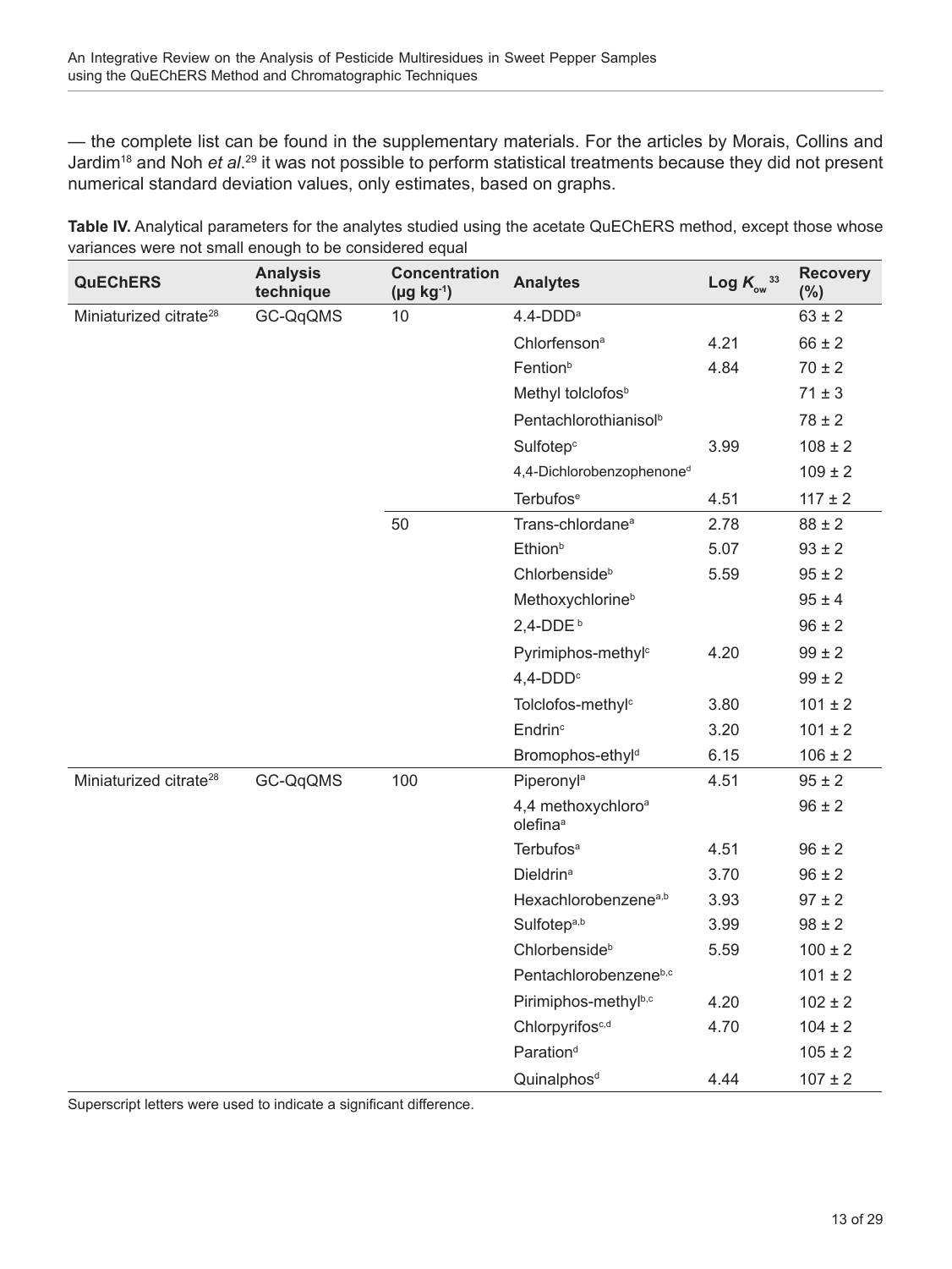— the complete list can be found in the supplementary materials. For the articles by Morais, Collins and Jardim[18] and Noh *et al*.[29] it was not possible to perform statistical treatments because they did not present numerical standard deviation values, only estimates, based on graphs.

**Table IV.** Analytical parameters for the analytes studied using the acetate QuEChERS method, except those whose variances were not small enough to be considered equal

| QuEChERS | Analysis technique | Concentration (μg kg$^{-1}$) | Analytes | Log $K_{ow}$ [33] | Recovery (%) |
|---|---|---|---|---|---|
| Miniaturized citrate[28] | GC-QqQMS | 10 | 4.4-DDD[a] | | 63 ± 2 |
| | | | Chlorfenson[a] | 4.21 | 66 ± 2 |
| | | | Fention[b] | 4.84 | 70 ± 2 |
| | | | Methyl tolclofos[b] | | 71 ± 3 |
| | | | Pentachlorothianisol[b] | | 78 ± 2 |
| | | | Sulfotep[c] | 3.99 | 108 ± 2 |
| | | | 4,4-Dichlorobenzophenone[d] | | 109 ± 2 |
| | | | Terbufos[e] | 4.51 | 117 ± 2 |
| | | 50 | Trans-chlordane[a] | 2.78 | 88 ± 2 |
| | | | Ethion[b] | 5.07 | 93 ± 2 |
| | | | Chlorbenside[b] | 5.59 | 95 ± 2 |
| | | | Methoxychlorine[b] | | 95 ± 4 |
| | | | 2,4-DDE[b] | | 96 ± 2 |
| | | | Pyrimiphos-methyl[c] | 4.20 | 99 ± 2 |
| | | | 4,4-DDD[c] | | 99 ± 2 |
| | | | Tolclofos-methyl[c] | 3.80 | 101 ± 2 |
| | | | Endrin[c] | 3.20 | 101 ± 2 |
| | | | Bromophos-ethyl[d] | 6.15 | 106 ± 2 |
| Miniaturized citrate[28] | GC-QqQMS | 100 | Piperonyl[a] | 4.51 | 95 ± 2 |
| | | | 4,4 methoxychloro[a] olefina[a] | | 96 ± 2 |
| | | | Terbufos[a] | 4.51 | 96 ± 2 |
| | | | Dieldrin[a] | 3.70 | 96 ± 2 |
| | | | Hexachlorobenzene[a,b] | 3.93 | 97 ± 2 |
| | | | Sulfotep[a,b] | 3.99 | 98 ± 2 |
| | | | Chlorbenside[b] | 5.59 | 100 ± 2 |
| | | | Pentachlorobenzene[b,c] | | 101 ± 2 |
| | | | Pirimiphos-methyl[b,c] | 4.20 | 102 ± 2 |
| | | | Chlorpyrifos[c,d] | 4.70 | 104 ± 2 |
| | | | Paration[d] | | 105 ± 2 |
| | | | Quinalphos[d] | 4.44 | 107 ± 2 |

Superscript letters were used to indicate a significant difference.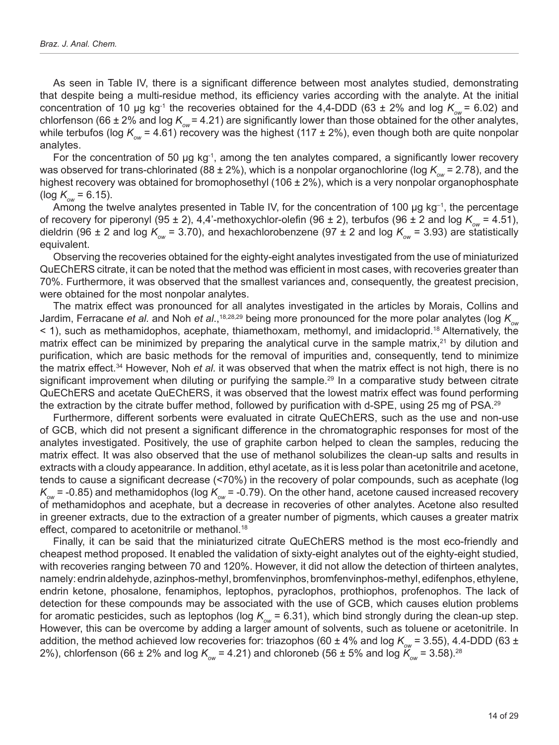As seen in Table IV, there is a significant difference between most analytes studied, demonstrating that despite being a multi-residue method, its efficiency varies according with the analyte. At the initial concentration of 10 μg kg$^{-1}$ the recoveries obtained for the 4,4-DDD (63 ± 2% and log $K_{ow}$ = 6.02) and chlorfenson (66 ± 2% and log $K_{ow}$ = 4.21) are significantly lower than those obtained for the other analytes, while terbufos (log $K_{ow}$ = 4.61) recovery was the highest (117 ± 2%), even though both are quite nonpolar analytes.

For the concentration of 50 μg kg$^{-1}$, among the ten analytes compared, a significantly lower recovery was observed for trans-chlorinated (88 ± 2%), which is a nonpolar organochlorine (log $K_{ow}$ = 2.78), and the highest recovery was obtained for bromophosethyl (106 ± 2%), which is a very nonpolar organophosphate (log $K_{ow}$ = 6.15).

Among the twelve analytes presented in Table IV, for the concentration of 100 μg kg$^{-1}$, the percentage of recovery for piperonyl (95 ± 2), 4,4'-methoxychlor-olefin (96 ± 2), terbufos (96 ± 2 and log $K_{ow}$ = 4.51), dieldrin (96 ± 2 and log $K_{ow}$ = 3.70), and hexachlorobenzene (97 ± 2 and log $K_{ow}$ = 3.93) are statistically equivalent.

Observing the recoveries obtained for the eighty-eight analytes investigated from the use of miniaturized QuEChERS citrate, it can be noted that the method was efficient in most cases, with recoveries greater than 70%. Furthermore, it was observed that the smallest variances and, consequently, the greatest precision, were obtained for the most nonpolar analytes.

The matrix effect was pronounced for all analytes investigated in the articles by Morais, Collins and Jardim, Ferracane *et al.* and Noh *et al*.,[18,28,29] being more pronounced for the more polar analytes (log $K_{ow}$ < 1), such as methamidophos, acephate, thiamethoxam, methomyl, and imidacloprid.[18] Alternatively, the matrix effect can be minimized by preparing the analytical curve in the sample matrix,[21] by dilution and purification, which are basic methods for the removal of impurities and, consequently, tend to minimize the matrix effect.[34] However, Noh *et al.* it was observed that when the matrix effect is not high, there is no significant improvement when diluting or purifying the sample.[29] In a comparative study between citrate QuEChERS and acetate QuEChERS, it was observed that the lowest matrix effect was found performing the extraction by the citrate buffer method, followed by purification with d-SPE, using 25 mg of PSA.[29]

Furthermore, different sorbents were evaluated in citrate QuEChERS, such as the use and non-use of GCB, which did not present a significant difference in the chromatographic responses for most of the analytes investigated. Positively, the use of graphite carbon helped to clean the samples, reducing the matrix effect. It was also observed that the use of methanol solubilizes the clean-up salts and results in extracts with a cloudy appearance. In addition, ethyl acetate, as it is less polar than acetonitrile and acetone, tends to cause a significant decrease (<70%) in the recovery of polar compounds, such as acephate (log $K_{ow}$ = -0.85) and methamidophos (log $K_{ow}$ = -0.79). On the other hand, acetone caused increased recovery of methamidophos and acephate, but a decrease in recoveries of other analytes. Acetone also resulted in greener extracts, due to the extraction of a greater number of pigments, which causes a greater matrix effect, compared to acetonitrile or methanol.[18]

Finally, it can be said that the miniaturized citrate QuEChERS method is the most eco-friendly and cheapest method proposed. It enabled the validation of sixty-eight analytes out of the eighty-eight studied, with recoveries ranging between 70 and 120%. However, it did not allow the detection of thirteen analytes, namely: endrin aldehyde, azinphos-methyl, bromfenvinphos, bromfenvinphos-methyl, edifenphos, ethylene, endrin ketone, phosalone, fenamiphos, leptophos, pyraclophos, prothiophos, profenophos. The lack of detection for these compounds may be associated with the use of GCB, which causes elution problems for aromatic pesticides, such as leptophos (log $K_{ow}$ = 6.31), which bind strongly during the clean-up step. However, this can be overcome by adding a larger amount of solvents, such as toluene or acetonitrile. In addition, the method achieved low recoveries for: triazophos (60 ± 4% and log $K_{ow}$ = 3.55), 4.4-DDD (63 ± 2%), chlorfenson (66 ± 2% and log $K_{ow}$ = 4.21) and chloroneb (56 ± 5% and log $K_{ow}$ = 3.58).[28]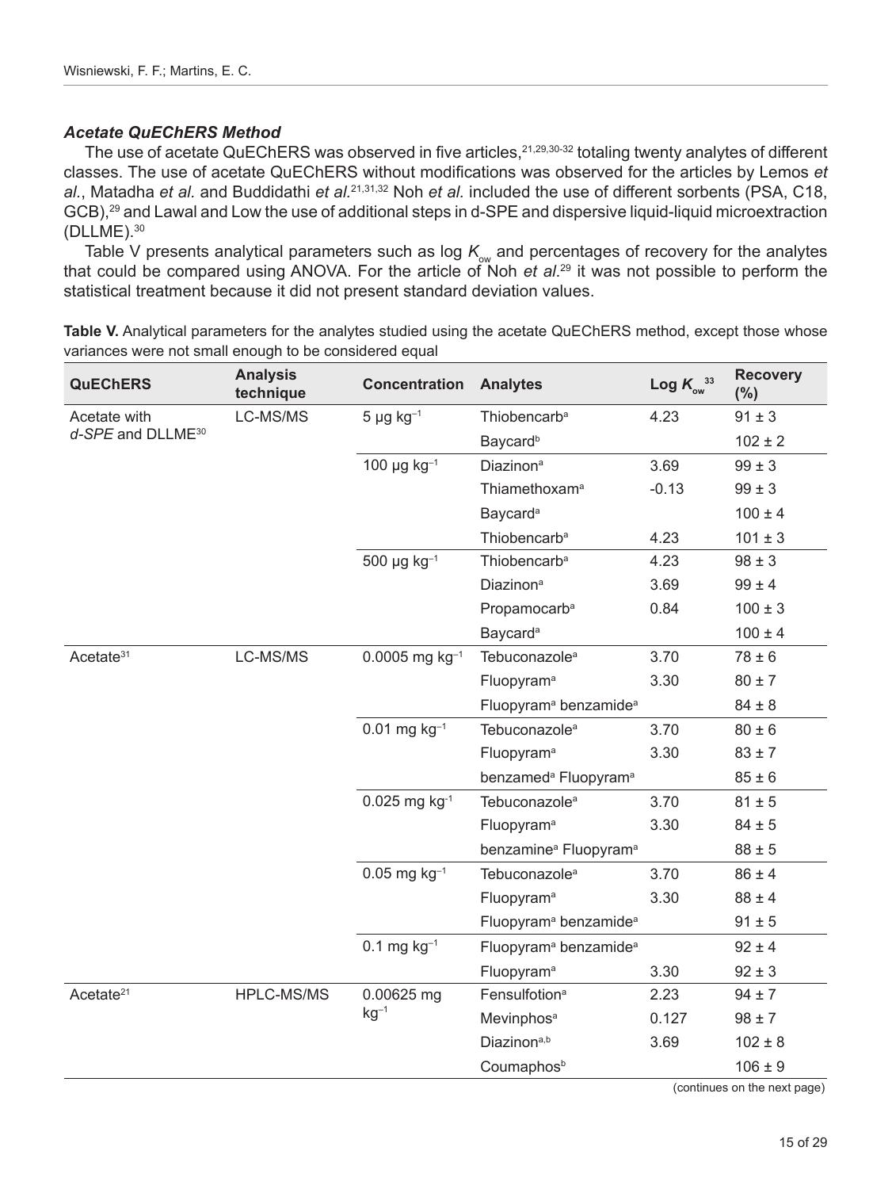### *Acetate QuEChERS Method*

The use of acetate QuEChERS was observed in five articles,[21,29,30-32] totaling twenty analytes of different classes. The use of acetate QuEChERS without modifications was observed for the articles by Lemos *et al.*, Matadha *et al.* and Buddidathi *et al.*[21,31,32] Noh *et al.* included the use of different sorbents (PSA, C18, GCB),[29] and Lawal and Low the use of additional steps in d-SPE and dispersive liquid-liquid microextraction (DLLME).[30]

Table V presents analytical parameters such as log $K_{ow}$ and percentages of recovery for the analytes that could be compared using ANOVA. For the article of Noh *et al.*[29] it was not possible to perform the statistical treatment because it did not present standard deviation values.

**Table V.** Analytical parameters for the analytes studied using the acetate QuEChERS method, except those whose variances were not small enough to be considered equal

| QuEChERS | Analysis technique | Concentration | Analytes | Log $K_{ow}$ [33] | Recovery (%) |
|---|---|---|---|---|---|
| Acetate with *d-SPE* and DLLME[30] | LC-MS/MS | 5 µg kg$^{-1}$ | Thiobencarb[a] | 4.23 | 91 ± 3 |
| | | | Baycard[b] | | 102 ± 2 |
| | | 100 µg kg$^{-1}$ | Diazinon[a] | 3.69 | 99 ± 3 |
| | | | Thiamethoxam[a] | -0.13 | 99 ± 3 |
| | | | Baycard[a] | | 100 ± 4 |
| | | | Thiobencarb[a] | 4.23 | 101 ± 3 |
| | | 500 µg kg$^{-1}$ | Thiobencarb[a] | 4.23 | 98 ± 3 |
| | | | Diazinon[a] | 3.69 | 99 ± 4 |
| | | | Propamocarb[a] | 0.84 | 100 ± 3 |
| | | | Baycard[a] | | 100 ± 4 |
| Acetate[31] | LC-MS/MS | 0.0005 mg kg$^{-1}$ | Tebuconazole[a] | 3.70 | 78 ± 6 |
| | | | Fluopyram[a] | 3.30 | 80 ± 7 |
| | | | Fluopyram[a] benzamide[a] | | 84 ± 8 |
| | | 0.01 mg kg$^{-1}$ | Tebuconazole[a] | 3.70 | 80 ± 6 |
| | | | Fluopyram[a] | 3.30 | 83 ± 7 |
| | | | benzamed[a] Fluopyram[a] | | 85 ± 6 |
| | | 0.025 mg kg$^{-1}$ | Tebuconazole[a] | 3.70 | 81 ± 5 |
| | | | Fluopyram[a] | 3.30 | 84 ± 5 |
| | | | benzamine[a] Fluopyram[a] | | 88 ± 5 |
| | | 0.05 mg kg$^{-1}$ | Tebuconazole[a] | 3.70 | 86 ± 4 |
| | | | Fluopyram[a] | 3.30 | 88 ± 4 |
| | | | Fluopyram[a] benzamide[a] | | 91 ± 5 |
| | | 0.1 mg kg$^{-1}$ | Fluopyram[a] benzamide[a] | | 92 ± 4 |
| | | | Fluopyram[a] | 3.30 | 92 ± 3 |
| Acetate[21] | HPLC-MS/MS | 0.00625 mg kg$^{-1}$ | Fensulfotion[a] | 2.23 | 94 ± 7 |
| | | | Mevinphos[a] | 0.127 | 98 ± 7 |
| | | | Diazinon[a,b] | 3.69 | 102 ± 8 |
| | | | Coumaphos[b] | | 106 ± 9 |

(continues on the next page)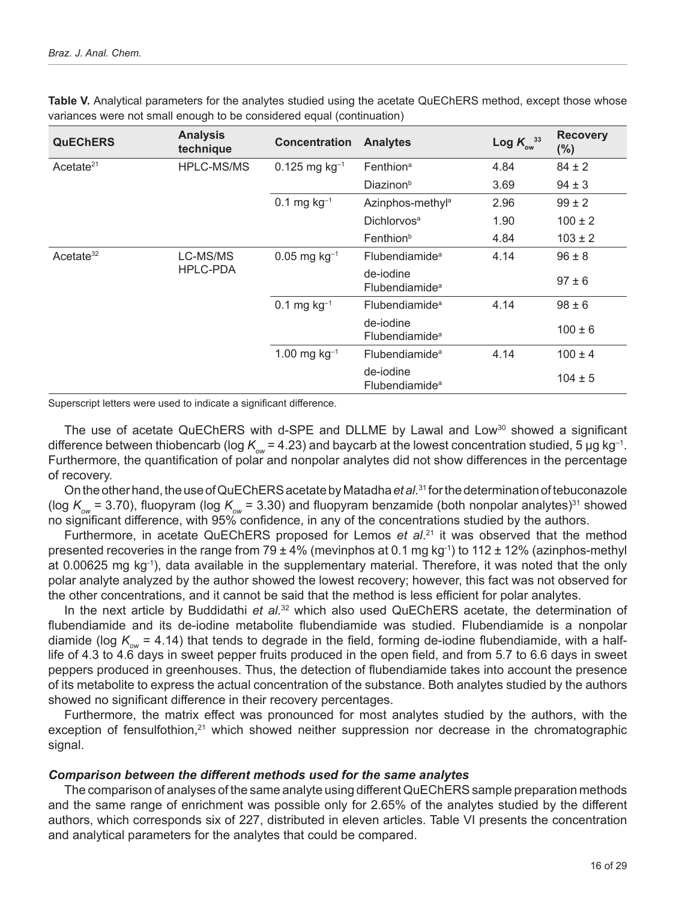**Table V.** Analytical parameters for the analytes studied using the acetate QuEChERS method, except those whose variances were not small enough to be considered equal (continuation)

| QuEChERS | Analysis technique | Concentration | Analytes | Log $K_{ow}$ [33] | Recovery (%) |
|---|---|---|---|---|---|
| Acetate[21] | HPLC-MS/MS | 0.125 mg kg$^{-1}$ | Fenthion[a] | 4.84 | 84 ± 2 |
| | | | Diazinon[b] | 3.69 | 94 ± 3 |
| | | 0.1 mg kg$^{-1}$ | Azinphos-methyl[a] | 2.96 | 99 ± 2 |
| | | | Dichlorvos[a] | 1.90 | 100 ± 2 |
| | | | Fenthion[b] | 4.84 | 103 ± 2 |
| Acetate[32] | LC-MS/MS HPLC-PDA | 0.05 mg kg$^{-1}$ | Flubendiamide[a] | 4.14 | 96 ± 8 |
| | | | de-iodine Flubendiamide[a] | | 97 ± 6 |
| | | 0.1 mg kg$^{-1}$ | Flubendiamide[a] | 4.14 | 98 ± 6 |
| | | | de-iodine Flubendiamide[a] | | 100 ± 6 |
| | | 1.00 mg kg$^{-1}$ | Flubendiamide[a] | 4.14 | 100 ± 4 |
| | | | de-iodine Flubendiamide[a] | | 104 ± 5 |

Superscript letters were used to indicate a significant difference.

The use of acetate QuEChERS with d-SPE and DLLME by Lawal and Low[30] showed a significant difference between thiobencarb (log $K_{ow}$ = 4.23) and baycarb at the lowest concentration studied, 5 µg kg$^{-1}$. Furthermore, the quantification of polar and nonpolar analytes did not show differences in the percentage of recovery.

On the other hand, the use of QuEChERS acetate by Matadha *et al*.[31] for the determination of tebuconazole (log $K_{ow}$ = 3.70), fluopyram (log $K_{ow}$ = 3.30) and fluopyram benzamide (both nonpolar analytes)[31] showed no significant difference, with 95% confidence, in any of the concentrations studied by the authors.

Furthermore, in acetate QuEChERS proposed for Lemos *et al*.[21] it was observed that the method presented recoveries in the range from 79 ± 4% (mevinphos at 0.1 mg kg$^{-1}$) to 112 ± 12% (azinphos-methyl at 0.00625 mg kg$^{-1}$), data available in the supplementary material. Therefore, it was noted that the only polar analyte analyzed by the author showed the lowest recovery; however, this fact was not observed for the other concentrations, and it cannot be said that the method is less efficient for polar analytes.

In the next article by Buddidathi *et al*.[32] which also used QuEChERS acetate, the determination of flubendiamide and its de-iodine metabolite flubendiamide was studied. Flubendiamide is a nonpolar diamide (log $K_{ow}$ = 4.14) that tends to degrade in the field, forming de-iodine flubendiamide, with a half-life of 4.3 to 4.6 days in sweet pepper fruits produced in the open field, and from 5.7 to 6.6 days in sweet peppers produced in greenhouses. Thus, the detection of flubendiamide takes into account the presence of its metabolite to express the actual concentration of the substance. Both analytes studied by the authors showed no significant difference in their recovery percentages.

Furthermore, the matrix effect was pronounced for most analytes studied by the authors, with the exception of fensulfothion,[21] which showed neither suppression nor decrease in the chromatographic signal.

#### *Comparison between the different methods used for the same analytes*

The comparison of analyses of the same analyte using different QuEChERS sample preparation methods and the same range of enrichment was possible only for 2.65% of the analytes studied by the different authors, which corresponds six of 227, distributed in eleven articles. Table VI presents the concentration and analytical parameters for the analytes that could be compared.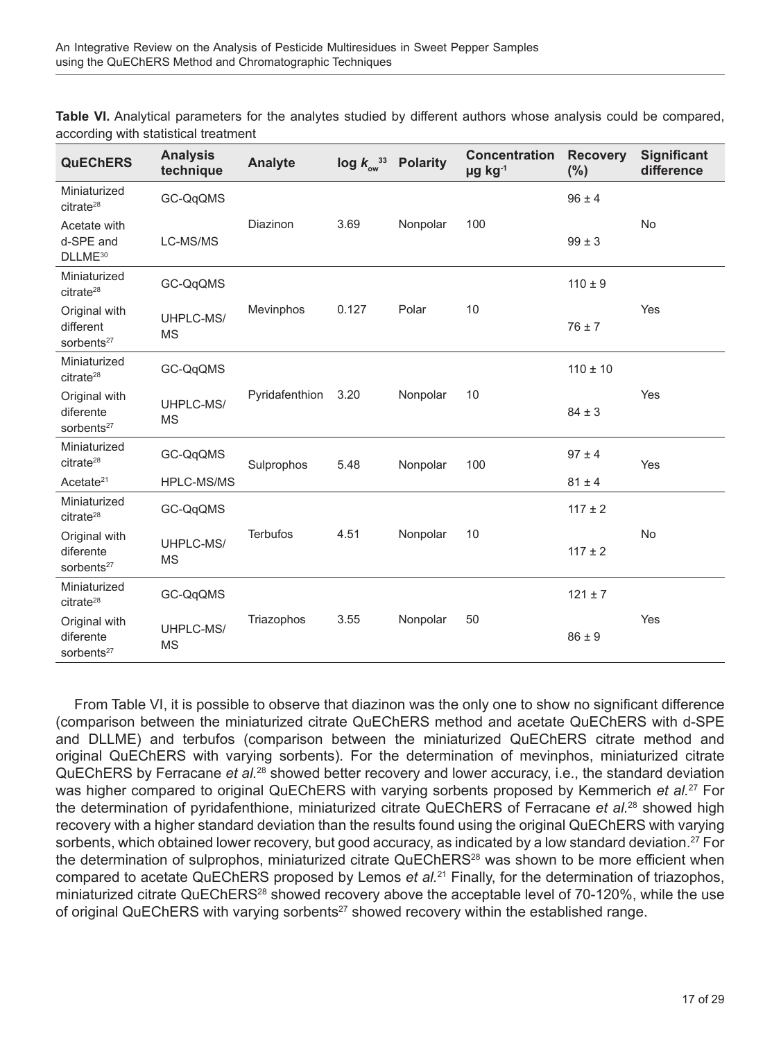**Table VI.** Analytical parameters for the analytes studied by different authors whose analysis could be compared, according with statistical treatment

| QuEChERS | Analysis technique | Analyte | log $k_{ow}$[33] | Polarity | Concentration µg kg$^{-1}$ | Recovery (%) | Significant difference |
|---|---|---|---|---|---|---|---|
| Miniaturized citrate[28] | GC-QqQMS | Diazinon | 3.69 | Nonpolar | 100 | 96 ± 4 | No |
| Acetate with d-SPE and DLLME[30] | LC-MS/MS | | | | | 99 ± 3 | |
| Miniaturized citrate[28] | GC-QqQMS | Mevinphos | 0.127 | Polar | 10 | 110 ± 9 | Yes |
| Original with different sorbents[27] | UHPLC-MS/MS | | | | | 76 ± 7 | |
| Miniaturized citrate[28] | GC-QqQMS | Pyridafenthion | 3.20 | Nonpolar | 10 | 110 ± 10 | Yes |
| Original with diferente sorbents[27] | UHPLC-MS/MS | | | | | 84 ± 3 | |
| Miniaturized citrate[28] | GC-QqQMS | Sulprophos | 5.48 | Nonpolar | 100 | 97 ± 4 | Yes |
| Acetate[21] | HPLC-MS/MS | | | | | 81 ± 4 | |
| Miniaturized citrate[28] | GC-QqQMS | Terbufos | 4.51 | Nonpolar | 10 | 117 ± 2 | No |
| Original with diferente sorbents[27] | UHPLC-MS/MS | | | | | 117 ± 2 | |
| Miniaturized citrate[28] | GC-QqQMS | Triazophos | 3.55 | Nonpolar | 50 | 121 ± 7 | Yes |
| Original with diferente sorbents[27] | UHPLC-MS/MS | | | | | 86 ± 9 | |

From Table VI, it is possible to observe that diazinon was the only one to show no significant difference (comparison between the miniaturized citrate QuEChERS method and acetate QuEChERS with d-SPE and DLLME) and terbufos (comparison between the miniaturized QuEChERS citrate method and original QuEChERS with varying sorbents). For the determination of mevinphos, miniaturized citrate QuEChERS by Ferracane *et al.*[28] showed better recovery and lower accuracy, i.e., the standard deviation was higher compared to original QuEChERS with varying sorbents proposed by Kemmerich *et al.*[27] For the determination of pyridafenthione, miniaturized citrate QuEChERS of Ferracane *et al.*[28] showed high recovery with a higher standard deviation than the results found using the original QuEChERS with varying sorbents, which obtained lower recovery, but good accuracy, as indicated by a low standard deviation.[27] For the determination of sulprophos, miniaturized citrate QuEChERS[28] was shown to be more efficient when compared to acetate QuEChERS proposed by Lemos *et al.*[21] Finally, for the determination of triazophos, miniaturized citrate QuEChERS[28] showed recovery above the acceptable level of 70-120%, while the use of original QuEChERS with varying sorbents[27] showed recovery within the established range.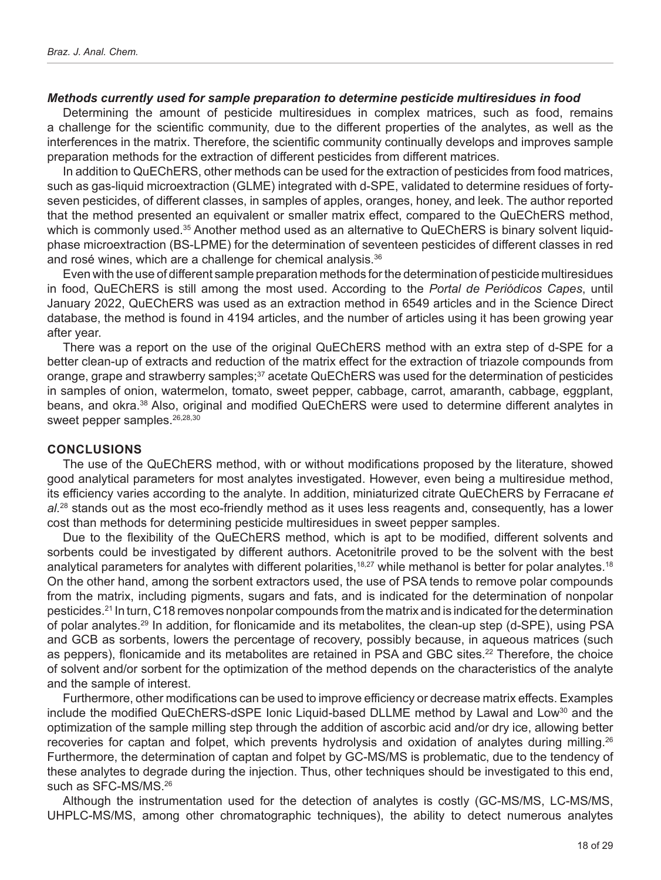### *Methods currently used for sample preparation to determine pesticide multiresidues in food*

Determining the amount of pesticide multiresidues in complex matrices, such as food, remains a challenge for the scientific community, due to the different properties of the analytes, as well as the interferences in the matrix. Therefore, the scientific community continually develops and improves sample preparation methods for the extraction of different pesticides from different matrices.

In addition to QuEChERS, other methods can be used for the extraction of pesticides from food matrices, such as gas-liquid microextraction (GLME) integrated with d-SPE, validated to determine residues of forty-seven pesticides, of different classes, in samples of apples, oranges, honey, and leek. The author reported that the method presented an equivalent or smaller matrix effect, compared to the QuEChERS method, which is commonly used.[35] Another method used as an alternative to QuEChERS is binary solvent liquid-phase microextraction (BS-LPME) for the determination of seventeen pesticides of different classes in red and rosé wines, which are a challenge for chemical analysis.[36]

Even with the use of different sample preparation methods for the determination of pesticide multiresidues in food, QuEChERS is still among the most used. According to the *Portal de Periódicos Capes*, until January 2022, QuEChERS was used as an extraction method in 6549 articles and in the Science Direct database, the method is found in 4194 articles, and the number of articles using it has been growing year after year.

There was a report on the use of the original QuEChERS method with an extra step of d-SPE for a better clean-up of extracts and reduction of the matrix effect for the extraction of triazole compounds from orange, grape and strawberry samples;[37] acetate QuEChERS was used for the determination of pesticides in samples of onion, watermelon, tomato, sweet pepper, cabbage, carrot, amaranth, cabbage, eggplant, beans, and okra.[38] Also, original and modified QuEChERS were used to determine different analytes in sweet pepper samples.[26,28,30]

## CONCLUSIONS

The use of the QuEChERS method, with or without modifications proposed by the literature, showed good analytical parameters for most analytes investigated. However, even being a multiresidue method, its efficiency varies according to the analyte. In addition, miniaturized citrate QuEChERS by Ferracane *et al.*[28] stands out as the most eco-friendly method as it uses less reagents and, consequently, has a lower cost than methods for determining pesticide multiresidues in sweet pepper samples.

Due to the flexibility of the QuEChERS method, which is apt to be modified, different solvents and sorbents could be investigated by different authors. Acetonitrile proved to be the solvent with the best analytical parameters for analytes with different polarities,[18,27] while methanol is better for polar analytes.[18] On the other hand, among the sorbent extractors used, the use of PSA tends to remove polar compounds from the matrix, including pigments, sugars and fats, and is indicated for the determination of nonpolar pesticides.[21] In turn, C18 removes nonpolar compounds from the matrix and is indicated for the determination of polar analytes.[29] In addition, for flonicamide and its metabolites, the clean-up step (d-SPE), using PSA and GCB as sorbents, lowers the percentage of recovery, possibly because, in aqueous matrices (such as peppers), flonicamide and its metabolites are retained in PSA and GBC sites.[22] Therefore, the choice of solvent and/or sorbent for the optimization of the method depends on the characteristics of the analyte and the sample of interest.

Furthermore, other modifications can be used to improve efficiency or decrease matrix effects. Examples include the modified QuEChERS-dSPE Ionic Liquid-based DLLME method by Lawal and Low[30] and the optimization of the sample milling step through the addition of ascorbic acid and/or dry ice, allowing better recoveries for captan and folpet, which prevents hydrolysis and oxidation of analytes during milling.[26] Furthermore, the determination of captan and folpet by GC-MS/MS is problematic, due to the tendency of these analytes to degrade during the injection. Thus, other techniques should be investigated to this end, such as SFC-MS/MS.[26]

Although the instrumentation used for the detection of analytes is costly (GC-MS/MS, LC-MS/MS, UHPLC-MS/MS, among other chromatographic techniques), the ability to detect numerous analytes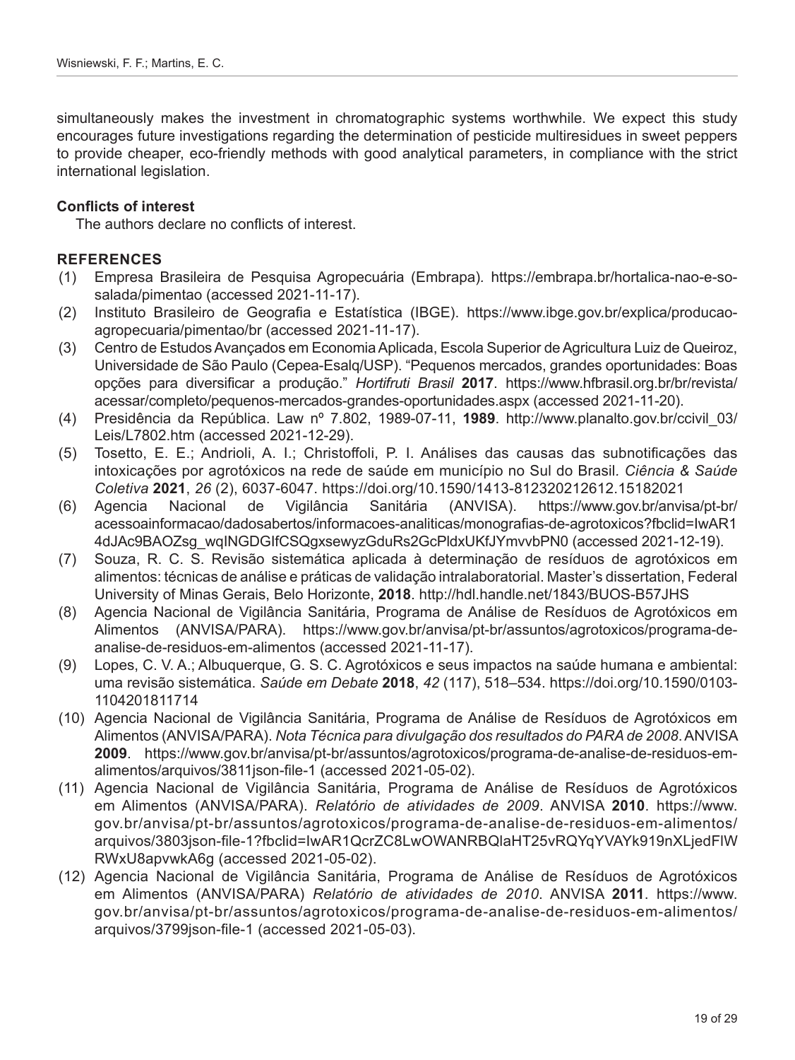simultaneously makes the investment in chromatographic systems worthwhile. We expect this study encourages future investigations regarding the determination of pesticide multiresidues in sweet peppers to provide cheaper, eco-friendly methods with good analytical parameters, in compliance with the strict international legislation.

**Conflicts of interest**

The authors declare no conflicts of interest.

## REFERENCES

(1) Empresa Brasileira de Pesquisa Agropecuária (Embrapa). https://embrapa.br/hortalica-nao-e-so-salada/pimentao (accessed 2021-11-17).

(2) Instituto Brasileiro de Geografia e Estatística (IBGE). https://www.ibge.gov.br/explica/producao-agropecuaria/pimentao/br (accessed 2021-11-17).

(3) Centro de Estudos Avançados em Economia Aplicada, Escola Superior de Agricultura Luiz de Queiroz, Universidade de São Paulo (Cepea-Esalq/USP). "Pequenos mercados, grandes oportunidades: Boas opções para diversificar a produção." *Hortifruti Brasil* **2017**. https://www.hfbrasil.org.br/br/revista/acessar/completo/pequenos-mercados-grandes-oportunidades.aspx (accessed 2021-11-20).

(4) Presidência da República. Law nº 7.802, 1989-07-11, **1989**. http://www.planalto.gov.br/ccivil_03/Leis/L7802.htm (accessed 2021-12-29).

(5) Tosetto, E. E.; Andrioli, A. I.; Christoffoli, P. I. Análises das causas das subnotificações das intoxicações por agrotóxicos na rede de saúde em município no Sul do Brasil. *Ciência & Saúde Coletiva* **2021**, *26* (2), 6037-6047. https://doi.org/10.1590/1413-812320212612.15182021

(6) Agencia Nacional de Vigilância Sanitária (ANVISA). https://www.gov.br/anvisa/pt-br/acessoainformacao/dadosabertos/informacoes-analiticas/monografias-de-agrotoxicos?fbclid=IwAR14dJAc9BAOZsg_wqINGDGIfCSQgxsewyzGduRs2GcPldxUKfJYmvvbPN0 (accessed 2021-12-19).

(7) Souza, R. C. S. Revisão sistemática aplicada à determinação de resíduos de agrotóxicos em alimentos: técnicas de análise e práticas de validação intralaboratorial. Master's dissertation, Federal University of Minas Gerais, Belo Horizonte, **2018**. http://hdl.handle.net/1843/BUOS-B57JHS

(8) Agencia Nacional de Vigilância Sanitária, Programa de Análise de Resíduos de Agrotóxicos em Alimentos (ANVISA/PARA). https://www.gov.br/anvisa/pt-br/assuntos/agrotoxicos/programa-de-analise-de-residuos-em-alimentos (accessed 2021-11-17).

(9) Lopes, C. V. A.; Albuquerque, G. S. C. Agrotóxicos e seus impactos na saúde humana e ambiental: uma revisão sistemática. *Saúde em Debate* **2018**, *42* (117), 518–534. https://doi.org/10.1590/0103-1104201811714

(10) Agencia Nacional de Vigilância Sanitária, Programa de Análise de Resíduos de Agrotóxicos em Alimentos (ANVISA/PARA). *Nota Técnica para divulgação dos resultados do PARA de 2008*. ANVISA **2009**. https://www.gov.br/anvisa/pt-br/assuntos/agrotoxicos/programa-de-analise-de-residuos-em-alimentos/arquivos/3811json-file-1 (accessed 2021-05-02).

(11) Agencia Nacional de Vigilância Sanitária, Programa de Análise de Resíduos de Agrotóxicos em Alimentos (ANVISA/PARA). *Relatório de atividades de 2009*. ANVISA **2010**. https://www.gov.br/anvisa/pt-br/assuntos/agrotoxicos/programa-de-analise-de-residuos-em-alimentos/arquivos/3803json-file-1?fbclid=IwAR1QcrZC8LwOWANRBQlaHT25vRQYqYVAYk919nXLjedFlWRWxU8apvwkA6g (accessed 2021-05-02).

(12) Agencia Nacional de Vigilância Sanitária, Programa de Análise de Resíduos de Agrotóxicos em Alimentos (ANVISA/PARA) *Relatório de atividades de 2010*. ANVISA **2011**. https://www.gov.br/anvisa/pt-br/assuntos/agrotoxicos/programa-de-analise-de-residuos-em-alimentos/arquivos/3799json-file-1 (accessed 2021-05-03).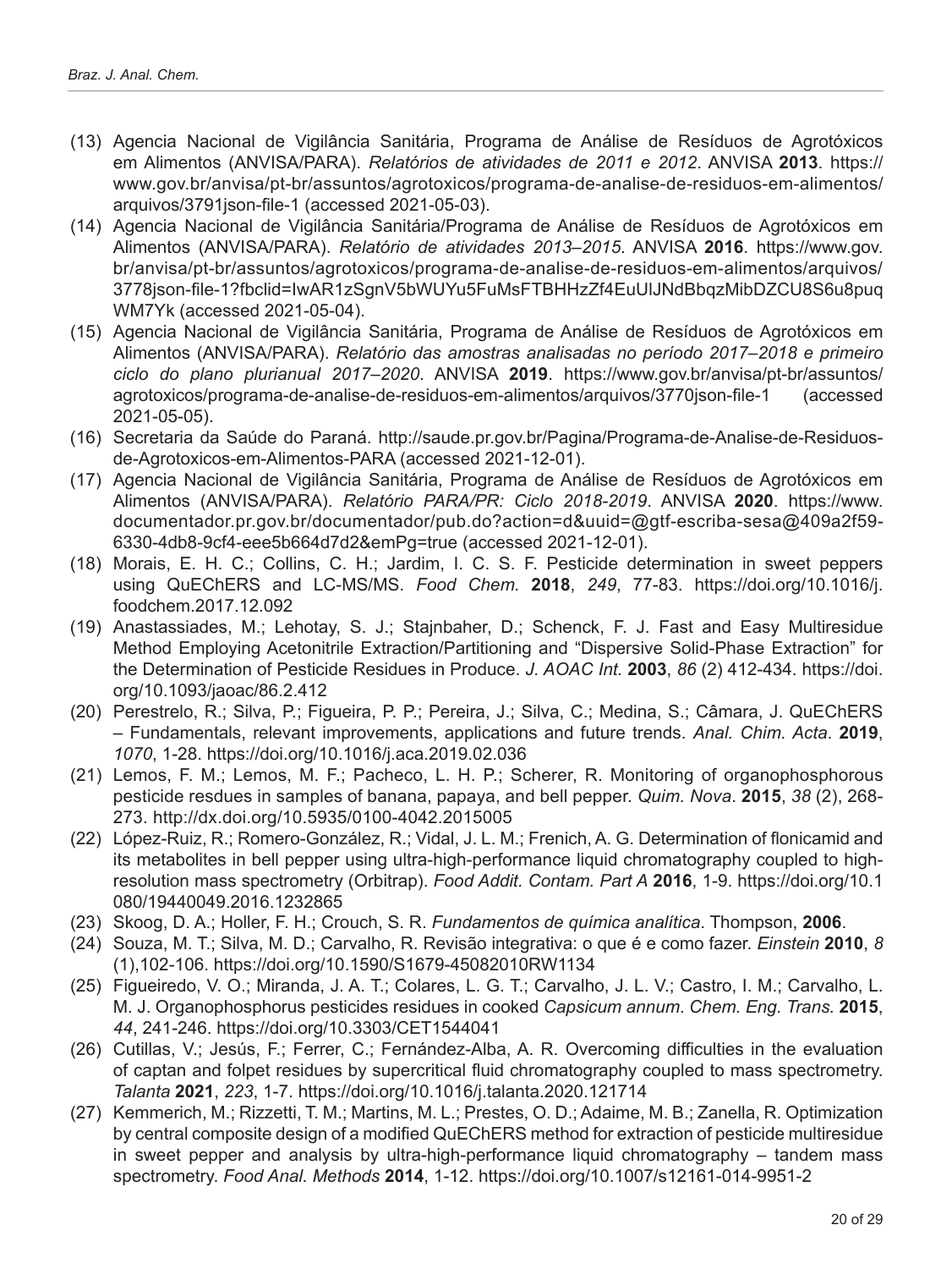(13) Agencia Nacional de Vigilância Sanitária, Programa de Análise de Resíduos de Agrotóxicos em Alimentos (ANVISA/PARA). *Relatórios de atividades de 2011 e 2012*. ANVISA **2013**. https://www.gov.br/anvisa/pt-br/assuntos/agrotoxicos/programa-de-analise-de-residuos-em-alimentos/arquivos/3791json-file-1 (accessed 2021-05-03).

(14) Agencia Nacional de Vigilância Sanitária/Programa de Análise de Resíduos de Agrotóxicos em Alimentos (ANVISA/PARA). *Relatório de atividades 2013–2015*. ANVISA **2016**. https://www.gov.br/anvisa/pt-br/assuntos/agrotoxicos/programa-de-analise-de-residuos-em-alimentos/arquivos/3778json-file-1?fbclid=IwAR1zSgnV5bWUYu5FuMsFTBHHzZf4EuUlJNdBbqzMibDZCU8S6u8puqWM7Yk (accessed 2021-05-04).

(15) Agencia Nacional de Vigilância Sanitária, Programa de Análise de Resíduos de Agrotóxicos em Alimentos (ANVISA/PARA). *Relatório das amostras analisadas no período 2017–2018 e primeiro ciclo do plano plurianual 2017–2020*. ANVISA **2019**. https://www.gov.br/anvisa/pt-br/assuntos/agrotoxicos/programa-de-analise-de-residuos-em-alimentos/arquivos/3770json-file-1 (accessed 2021-05-05).

(16) Secretaria da Saúde do Paraná. http://saude.pr.gov.br/Pagina/Programa-de-Analise-de-Residuos-de-Agrotoxicos-em-Alimentos-PARA (accessed 2021-12-01).

(17) Agencia Nacional de Vigilância Sanitária, Programa de Análise de Resíduos de Agrotóxicos em Alimentos (ANVISA/PARA). *Relatório PARA/PR: Ciclo 2018-2019*. ANVISA **2020**. https://www.documentador.pr.gov.br/documentador/pub.do?action=d&uuid=@gtf-escriba-sesa@409a2f59-6330-4db8-9cf4-eee5b664d7d2&emPg=true (accessed 2021-12-01).

(18) Morais, E. H. C.; Collins, C. H.; Jardim, I. C. S. F. Pesticide determination in sweet peppers using QuEChERS and LC-MS/MS. *Food Chem.* **2018**, *249*, 77-83. https://doi.org/10.1016/j.foodchem.2017.12.092

(19) Anastassiades, M.; Lehotay, S. J.; Stajnbaher, D.; Schenck, F. J. Fast and Easy Multiresidue Method Employing Acetonitrile Extraction/Partitioning and "Dispersive Solid-Phase Extraction" for the Determination of Pesticide Residues in Produce. *J. AOAC Int.* **2003**, *86* (2) 412-434. https://doi.org/10.1093/jaoac/86.2.412

(20) Perestrelo, R.; Silva, P.; Figueira, P. P.; Pereira, J.; Silva, C.; Medina, S.; Câmara, J. QuEChERS – Fundamentals, relevant improvements, applications and future trends. *Anal. Chim. Acta*. **2019**, *1070*, 1-28. https://doi.org/10.1016/j.aca.2019.02.036

(21) Lemos, F. M.; Lemos, M. F.; Pacheco, L. H. P.; Scherer, R. Monitoring of organophosphorous pesticide resdues in samples of banana, papaya, and bell pepper. *Quim. Nova*. **2015**, *38* (2), 268-273. http://dx.doi.org/10.5935/0100-4042.2015005

(22) López-Ruiz, R.; Romero-González, R.; Vidal, J. L. M.; Frenich, A. G. Determination of flonicamid and its metabolites in bell pepper using ultra-high-performance liquid chromatography coupled to high-resolution mass spectrometry (Orbitrap). *Food Addit. Contam. Part A* **2016**, 1-9. https://doi.org/10.1080/19440049.2016.1232865

(23) Skoog, D. A.; Holler, F. H.; Crouch, S. R. *Fundamentos de química analítica*. Thompson, **2006**.

(24) Souza, M. T.; Silva, M. D.; Carvalho, R. Revisão integrativa: o que é e como fazer. *Einstein* **2010**, *8* (1),102-106. https://doi.org/10.1590/S1679-45082010RW1134

(25) Figueiredo, V. O.; Miranda, J. A. T.; Colares, L. G. T.; Carvalho, J. L. V.; Castro, I. M.; Carvalho, L. M. J. Organophosphorus pesticides residues in cooked *Capsicum annum*. *Chem. Eng. Trans.* **2015**, *44*, 241-246. https://doi.org/10.3303/CET1544041

(26) Cutillas, V.; Jesús, F.; Ferrer, C.; Fernández-Alba, A. R. Overcoming difficulties in the evaluation of captan and folpet residues by supercritical fluid chromatography coupled to mass spectrometry. *Talanta* **2021**, *223*, 1-7. https://doi.org/10.1016/j.talanta.2020.121714

(27) Kemmerich, M.; Rizzetti, T. M.; Martins, M. L.; Prestes, O. D.; Adaime, M. B.; Zanella, R. Optimization by central composite design of a modified QuEChERS method for extraction of pesticide multiresidue in sweet pepper and analysis by ultra-high-performance liquid chromatography – tandem mass spectrometry. *Food Anal. Methods* **2014**, 1-12. https://doi.org/10.1007/s12161-014-9951-2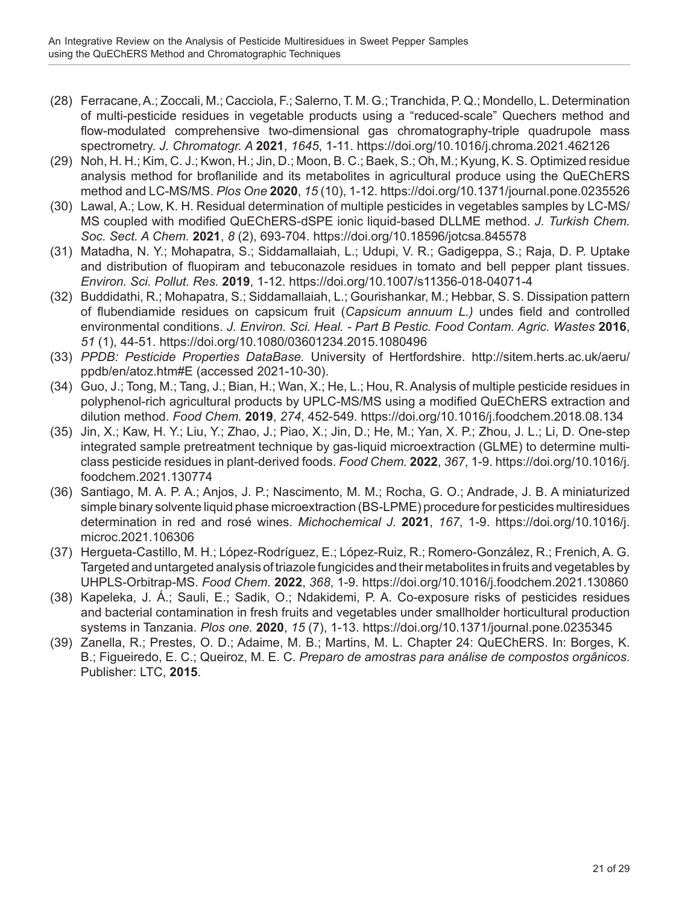(28) Ferracane, A.; Zoccali, M.; Cacciola, F.; Salerno, T. M. G.; Tranchida, P. Q.; Mondello, L. Determination of multi-pesticide residues in vegetable products using a "reduced-scale" Quechers method and flow-modulated comprehensive two-dimensional gas chromatography-triple quadrupole mass spectrometry. *J. Chromatogr. A* **2021**, *1645*, 1-11. https://doi.org/10.1016/j.chroma.2021.462126

(29) Noh, H. H.; Kim, C. J.; Kwon, H.; Jin, D.; Moon, B. C.; Baek, S.; Oh, M.; Kyung, K. S. Optimized residue analysis method for broflanilide and its metabolites in agricultural produce using the QuEChERS method and LC-MS/MS. *Plos One* **2020**, *15* (10), 1-12. https://doi.org/10.1371/journal.pone.0235526

(30) Lawal, A.; Low, K. H. Residual determination of multiple pesticides in vegetables samples by LC-MS/MS coupled with modified QuEChERS-dSPE ionic liquid-based DLLME method. *J. Turkish Chem. Soc. Sect. A Chem.* **2021**, *8* (2), 693-704. https://doi.org/10.18596/jotcsa.845578

(31) Matadha, N. Y.; Mohapatra, S.; Siddamallaiah, L.; Udupi, V. R.; Gadigeppa, S.; Raja, D. P. Uptake and distribution of fluopiram and tebuconazole residues in tomato and bell pepper plant tissues. *Environ. Sci. Pollut. Res.* **2019**, 1-12. https://doi.org/10.1007/s11356-018-04071-4

(32) Buddidathi, R.; Mohapatra, S.; Siddamallaiah, L.; Gourishankar, M.; Hebbar, S. S. Dissipation pattern of flubendiamide residues on capsicum fruit (*Capsicum annuum L.)* undes field and controlled environmental conditions. *J. Environ. Sci. Heal. - Part B Pestic. Food Contam. Agric. Wastes* **2016**, *51* (1), 44-51. https://doi.org/10.1080/03601234.2015.1080496

(33) *PPDB: Pesticide Properties DataBase.* University of Hertfordshire. http://sitem.herts.ac.uk/aeru/ppdb/en/atoz.htm#E (accessed 2021-10-30).

(34) Guo, J.; Tong, M.; Tang, J.; Bian, H.; Wan, X.; He, L.; Hou, R. Analysis of multiple pesticide residues in polyphenol-rich agricultural products by UPLC-MS/MS using a modified QuEChERS extraction and dilution method. *Food Chem.* **2019**, *274*, 452-549. https://doi.org/10.1016/j.foodchem.2018.08.134

(35) Jin, X.; Kaw, H. Y.; Liu, Y.; Zhao, J.; Piao, X.; Jin, D.; He, M.; Yan, X. P.; Zhou, J. L.; Li, D. One-step integrated sample pretreatment technique by gas-liquid microextraction (GLME) to determine multi-class pesticide residues in plant-derived foods. *Food Chem.* **2022**, *367*, 1-9. https://doi.org/10.1016/j.foodchem.2021.130774

(36) Santiago, M. A. P. A.; Anjos, J. P.; Nascimento, M. M.; Rocha, G. O.; Andrade, J. B. A miniaturized simple binary solvente liquid phase microextraction (BS-LPME) procedure for pesticides multiresidues determination in red and rosé wines. *Michochemical J.* **2021**, *167*, 1-9. https://doi.org/10.1016/j.microc.2021.106306

(37) Hergueta-Castillo, M. H.; López-Rodríguez, E.; López-Ruiz, R.; Romero-González, R.; Frenich, A. G. Targeted and untargeted analysis of triazole fungicides and their metabolites in fruits and vegetables by UHPLS-Orbitrap-MS. *Food Chem.* **2022**, *368*, 1-9. https://doi.org/10.1016/j.foodchem.2021.130860

(38) Kapeleka, J. Á.; Sauli, E.; Sadik, O.; Ndakidemi, P. A. Co-exposure risks of pesticides residues and bacterial contamination in fresh fruits and vegetables under smallholder horticultural production systems in Tanzania. *Plos one.* **2020**, *15* (7), 1-13. https://doi.org/10.1371/journal.pone.0235345

(39) Zanella, R.; Prestes, O. D.; Adaime, M. B.; Martins, M. L. Chapter 24: QuEChERS. In: Borges, K. B.; Figueiredo, E. C.; Queiroz, M. E. C. *Preparo de amostras para análise de compostos orgânicos*. Publisher: LTC, **2015**.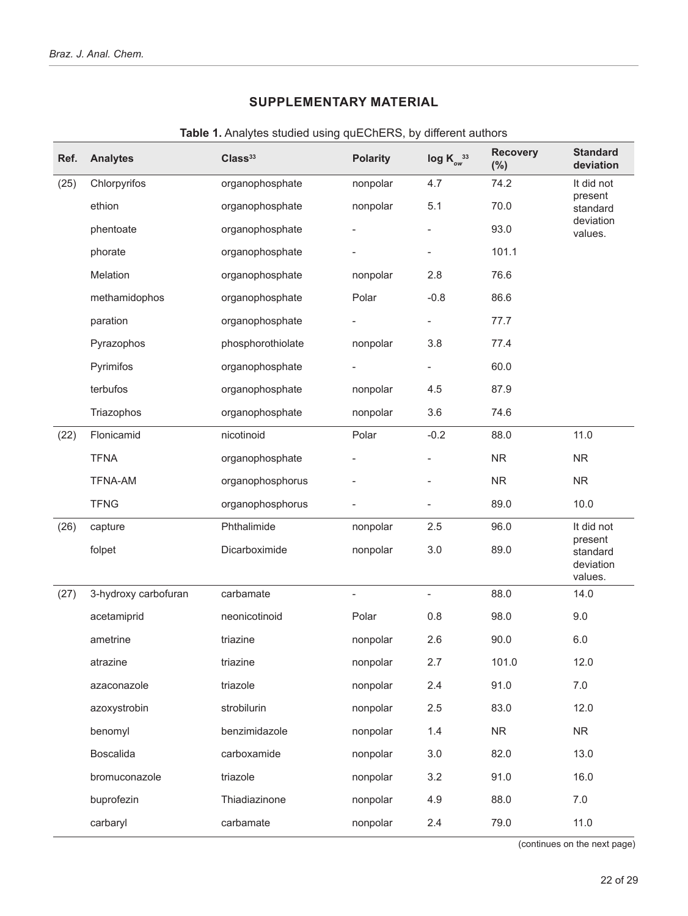## SUPPLEMENTARY MATERIAL

**Table 1.** Analytes studied using quEChERS, by different authors

| Ref. | Analytes | Class[33] | Polarity | log $K_{ow}$[33] | Recovery (%) | Standard deviation |
|---|---|---|---|---|---|---|
| (25) | Chlorpyrifos | organophosphate | nonpolar | 4.7 | 74.2 | It did not present standard deviation values. |
| | ethion | organophosphate | nonpolar | 5.1 | 70.0 | |
| | phentoate | organophosphate | - | - | 93.0 | |
| | phorate | organophosphate | - | - | 101.1 | |
| | Melation | organophosphate | nonpolar | 2.8 | 76.6 | |
| | methamidophos | organophosphate | Polar | -0.8 | 86.6 | |
| | paration | organophosphate | - | - | 77.7 | |
| | Pyrazophos | phosphorothiolate | nonpolar | 3.8 | 77.4 | |
| | Pyrimifos | organophosphate | - | - | 60.0 | |
| | terbufos | organophosphate | nonpolar | 4.5 | 87.9 | |
| | Triazophos | organophosphate | nonpolar | 3.6 | 74.6 | |
| (22) | Flonicamid | nicotinoid | Polar | -0.2 | 88.0 | 11.0 |
| | TFNA | organophosphate | - | - | NR | NR |
| | TFNA-AM | organophosphorus | - | - | NR | NR |
| | TFNG | organophosphorus | - | - | 89.0 | 10.0 |
| (26) | capture | Phthalimide | nonpolar | 2.5 | 96.0 | It did not present standard deviation values. |
| | folpet | Dicarboximide | nonpolar | 3.0 | 89.0 | |
| (27) | 3-hydroxy carbofuran | carbamate | - | - | 88.0 | 14.0 |
| | acetamiprid | neonicotinoid | Polar | 0.8 | 98.0 | 9.0 |
| | ametrine | triazine | nonpolar | 2.6 | 90.0 | 6.0 |
| | atrazine | triazine | nonpolar | 2.7 | 101.0 | 12.0 |
| | azaconazole | triazole | nonpolar | 2.4 | 91.0 | 7.0 |
| | azoxystrobin | strobilurin | nonpolar | 2.5 | 83.0 | 12.0 |
| | benomyl | benzimidazole | nonpolar | 1.4 | NR | NR |
| | Boscalida | carboxamide | nonpolar | 3.0 | 82.0 | 13.0 |
| | bromuconazole | triazole | nonpolar | 3.2 | 91.0 | 16.0 |
| | buprofezin | Thiadiazinone | nonpolar | 4.9 | 88.0 | 7.0 |
| | carbaryl | carbamate | nonpolar | 2.4 | 79.0 | 11.0 |

(continues on the next page)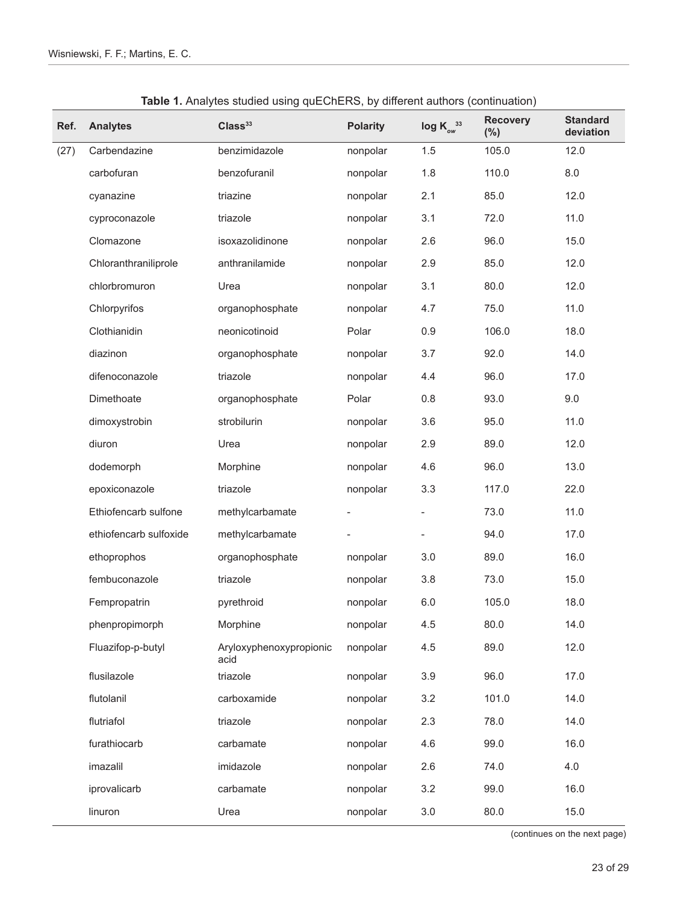**Table 1.** Analytes studied using quEChERS, by different authors (continuation)

| Ref. | Analytes | Class[33] | Polarity | log $K_{ow}$ [33] | Recovery (%) | Standard deviation |
|---|---|---|---|---|---|---|
| (27) | Carbendazine | benzimidazole | nonpolar | 1.5 | 105.0 | 12.0 |
| | carbofuran | benzofuranil | nonpolar | 1.8 | 110.0 | 8.0 |
| | cyanazine | triazine | nonpolar | 2.1 | 85.0 | 12.0 |
| | cyproconazole | triazole | nonpolar | 3.1 | 72.0 | 11.0 |
| | Clomazone | isoxazolidinone | nonpolar | 2.6 | 96.0 | 15.0 |
| | Chloranthraniliprole | anthranilamide | nonpolar | 2.9 | 85.0 | 12.0 |
| | chlorbromuron | Urea | nonpolar | 3.1 | 80.0 | 12.0 |
| | Chlorpyrifos | organophosphate | nonpolar | 4.7 | 75.0 | 11.0 |
| | Clothianidin | neonicotinoid | Polar | 0.9 | 106.0 | 18.0 |
| | diazinon | organophosphate | nonpolar | 3.7 | 92.0 | 14.0 |
| | difenoconazole | triazole | nonpolar | 4.4 | 96.0 | 17.0 |
| | Dimethoate | organophosphate | Polar | 0.8 | 93.0 | 9.0 |
| | dimoxystrobin | strobilurin | nonpolar | 3.6 | 95.0 | 11.0 |
| | diuron | Urea | nonpolar | 2.9 | 89.0 | 12.0 |
| | dodemorph | Morphine | nonpolar | 4.6 | 96.0 | 13.0 |
| | epoxiconazole | triazole | nonpolar | 3.3 | 117.0 | 22.0 |
| | Ethiofencarb sulfone | methylcarbamate | - | - | 73.0 | 11.0 |
| | ethiofencarb sulfoxide | methylcarbamate | - | - | 94.0 | 17.0 |
| | ethoprophos | organophosphate | nonpolar | 3.0 | 89.0 | 16.0 |
| | fembuconazole | triazole | nonpolar | 3.8 | 73.0 | 15.0 |
| | Fempropatrin | pyrethroid | nonpolar | 6.0 | 105.0 | 18.0 |
| | phenpropimorph | Morphine | nonpolar | 4.5 | 80.0 | 14.0 |
| | Fluazifop-p-butyl | Aryloxyphenoxypropionic acid | nonpolar | 4.5 | 89.0 | 12.0 |
| | flusilazole | triazole | nonpolar | 3.9 | 96.0 | 17.0 |
| | flutolanil | carboxamide | nonpolar | 3.2 | 101.0 | 14.0 |
| | flutriafol | triazole | nonpolar | 2.3 | 78.0 | 14.0 |
| | furathiocarb | carbamate | nonpolar | 4.6 | 99.0 | 16.0 |
| | imazalil | imidazole | nonpolar | 2.6 | 74.0 | 4.0 |
| | iprovalicarb | carbamate | nonpolar | 3.2 | 99.0 | 16.0 |
| | linuron | Urea | nonpolar | 3.0 | 80.0 | 15.0 |

(continues on the next page)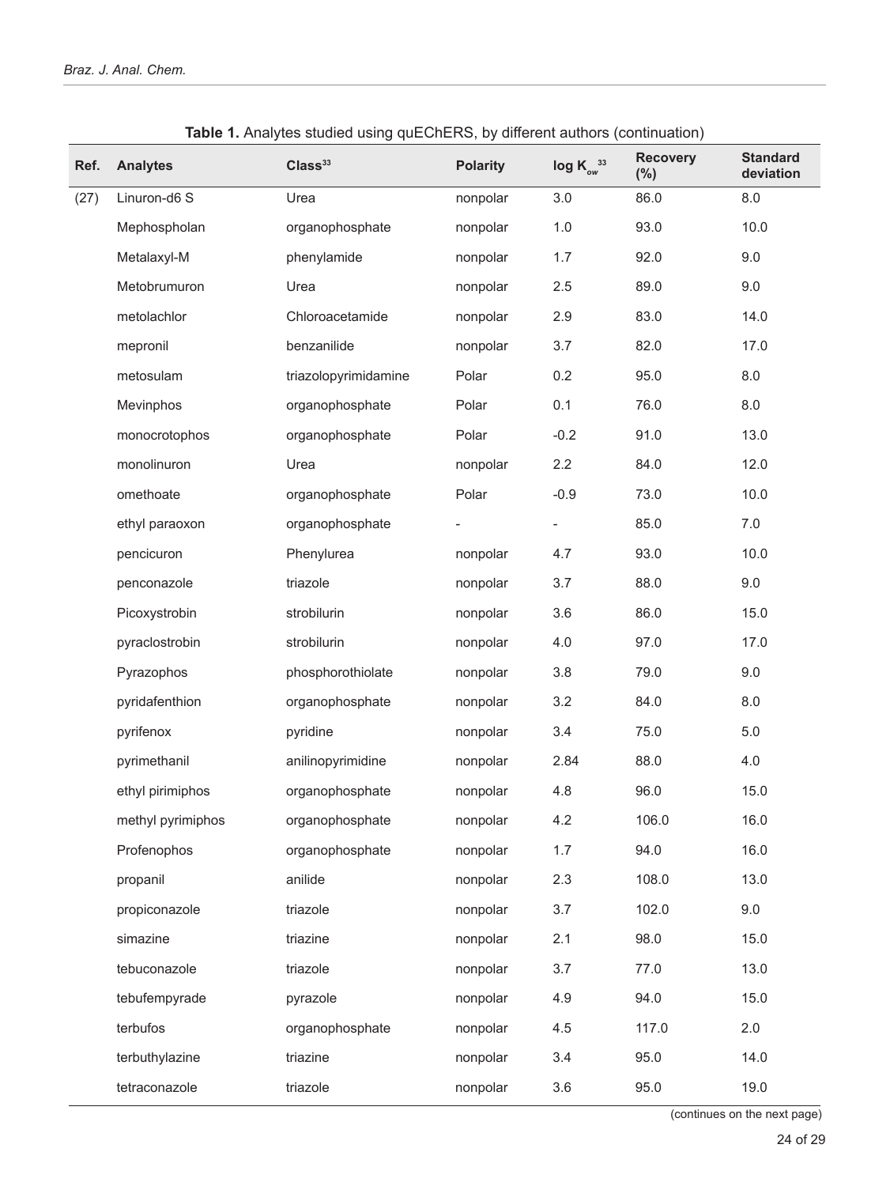**Table 1.** Analytes studied using quEChERS, by different authors (continuation)

| Ref. | Analytes | Class[33] | Polarity | log $K_{ow}$[33] | Recovery (%) | Standard deviation |
|---|---|---|---|---|---|---|
| (27) | Linuron-d6 S | Urea | nonpolar | 3.0 | 86.0 | 8.0 |
| | Mephospholan | organophosphate | nonpolar | 1.0 | 93.0 | 10.0 |
| | Metalaxyl-M | phenylamide | nonpolar | 1.7 | 92.0 | 9.0 |
| | Metobrumuron | Urea | nonpolar | 2.5 | 89.0 | 9.0 |
| | metolachlor | Chloroacetamide | nonpolar | 2.9 | 83.0 | 14.0 |
| | mepronil | benzanilide | nonpolar | 3.7 | 82.0 | 17.0 |
| | metosulam | triazolopyrimidamine | Polar | 0.2 | 95.0 | 8.0 |
| | Mevinphos | organophosphate | Polar | 0.1 | 76.0 | 8.0 |
| | monocrotophos | organophosphate | Polar | -0.2 | 91.0 | 13.0 |
| | monolinuron | Urea | nonpolar | 2.2 | 84.0 | 12.0 |
| | omethoate | organophosphate | Polar | -0.9 | 73.0 | 10.0 |
| | ethyl paraoxon | organophosphate | - | - | 85.0 | 7.0 |
| | pencicuron | Phenylurea | nonpolar | 4.7 | 93.0 | 10.0 |
| | penconazole | triazole | nonpolar | 3.7 | 88.0 | 9.0 |
| | Picoxystrobin | strobilurin | nonpolar | 3.6 | 86.0 | 15.0 |
| | pyraclostrobin | strobilurin | nonpolar | 4.0 | 97.0 | 17.0 |
| | Pyrazophos | phosphorothiolate | nonpolar | 3.8 | 79.0 | 9.0 |
| | pyridafenthion | organophosphate | nonpolar | 3.2 | 84.0 | 8.0 |
| | pyrifenox | pyridine | nonpolar | 3.4 | 75.0 | 5.0 |
| | pyrimethanil | anilinopyrimidine | nonpolar | 2.84 | 88.0 | 4.0 |
| | ethyl pirimiphos | organophosphate | nonpolar | 4.8 | 96.0 | 15.0 |
| | methyl pyrimiphos | organophosphate | nonpolar | 4.2 | 106.0 | 16.0 |
| | Profenophos | organophosphate | nonpolar | 1.7 | 94.0 | 16.0 |
| | propanil | anilide | nonpolar | 2.3 | 108.0 | 13.0 |
| | propiconazole | triazole | nonpolar | 3.7 | 102.0 | 9.0 |
| | simazine | triazine | nonpolar | 2.1 | 98.0 | 15.0 |
| | tebuconazole | triazole | nonpolar | 3.7 | 77.0 | 13.0 |
| | tebufempyrade | pyrazole | nonpolar | 4.9 | 94.0 | 15.0 |
| | terbufos | organophosphate | nonpolar | 4.5 | 117.0 | 2.0 |
| | terbuthylazine | triazine | nonpolar | 3.4 | 95.0 | 14.0 |
| | tetraconazole | triazole | nonpolar | 3.6 | 95.0 | 19.0 |

(continues on the next page)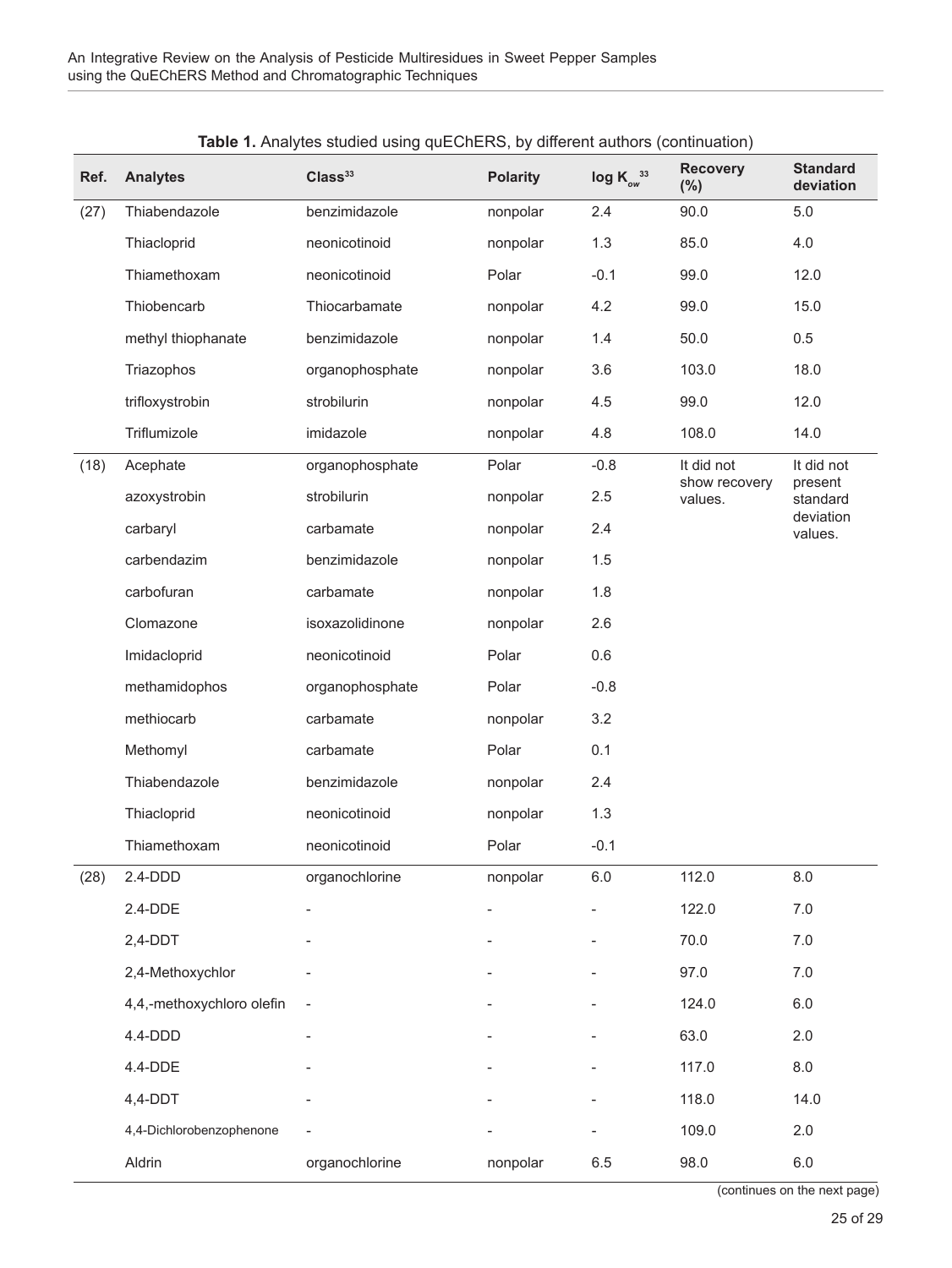**Table 1.** Analytes studied using quEChERS, by different authors (continuation)

| Ref. | Analytes | Class[33] | Polarity | log $K_{ow}$[33] | Recovery (%) | Standard deviation |
|---|---|---|---|---|---|---|
| (27) | Thiabendazole | benzimidazole | nonpolar | 2.4 | 90.0 | 5.0 |
| | Thiacloprid | neonicotinoid | nonpolar | 1.3 | 85.0 | 4.0 |
| | Thiamethoxam | neonicotinoid | Polar | -0.1 | 99.0 | 12.0 |
| | Thiobencarb | Thiocarbamate | nonpolar | 4.2 | 99.0 | 15.0 |
| | methyl thiophanate | benzimidazole | nonpolar | 1.4 | 50.0 | 0.5 |
| | Triazophos | organophosphate | nonpolar | 3.6 | 103.0 | 18.0 |
| | trifloxystrobin | strobilurin | nonpolar | 4.5 | 99.0 | 12.0 |
| | Triflumizole | imidazole | nonpolar | 4.8 | 108.0 | 14.0 |
| (18) | Acephate | organophosphate | Polar | -0.8 | It did not show recovery values. | It did not present standard deviation values. |
| | azoxystrobin | strobilurin | nonpolar | 2.5 | | |
| | carbaryl | carbamate | nonpolar | 2.4 | | |
| | carbendazim | benzimidazole | nonpolar | 1.5 | | |
| | carbofuran | carbamate | nonpolar | 1.8 | | |
| | Clomazone | isoxazolidinone | nonpolar | 2.6 | | |
| | Imidacloprid | neonicotinoid | Polar | 0.6 | | |
| | methamidophos | organophosphate | Polar | -0.8 | | |
| | methiocarb | carbamate | nonpolar | 3.2 | | |
| | Methomyl | carbamate | Polar | 0.1 | | |
| | Thiabendazole | benzimidazole | nonpolar | 2.4 | | |
| | Thiacloprid | neonicotinoid | nonpolar | 1.3 | | |
| | Thiamethoxam | neonicotinoid | Polar | -0.1 | | |
| (28) | 2.4-DDD | organochlorine | nonpolar | 6.0 | 112.0 | 8.0 |
| | 2.4-DDE | - | - | - | 122.0 | 7.0 |
| | 2,4-DDT | - | - | - | 70.0 | 7.0 |
| | 2,4-Methoxychlor | - | - | - | 97.0 | 7.0 |
| | 4,4,-methoxychloro olefin | - | - | - | 124.0 | 6.0 |
| | 4.4-DDD | - | - | - | 63.0 | 2.0 |
| | 4.4-DDE | - | - | - | 117.0 | 8.0 |
| | 4,4-DDT | - | - | - | 118.0 | 14.0 |
| | 4,4-Dichlorobenzophenone | - | - | - | 109.0 | 2.0 |
| | Aldrin | organochlorine | nonpolar | 6.5 | 98.0 | 6.0 |

(continues on the next page)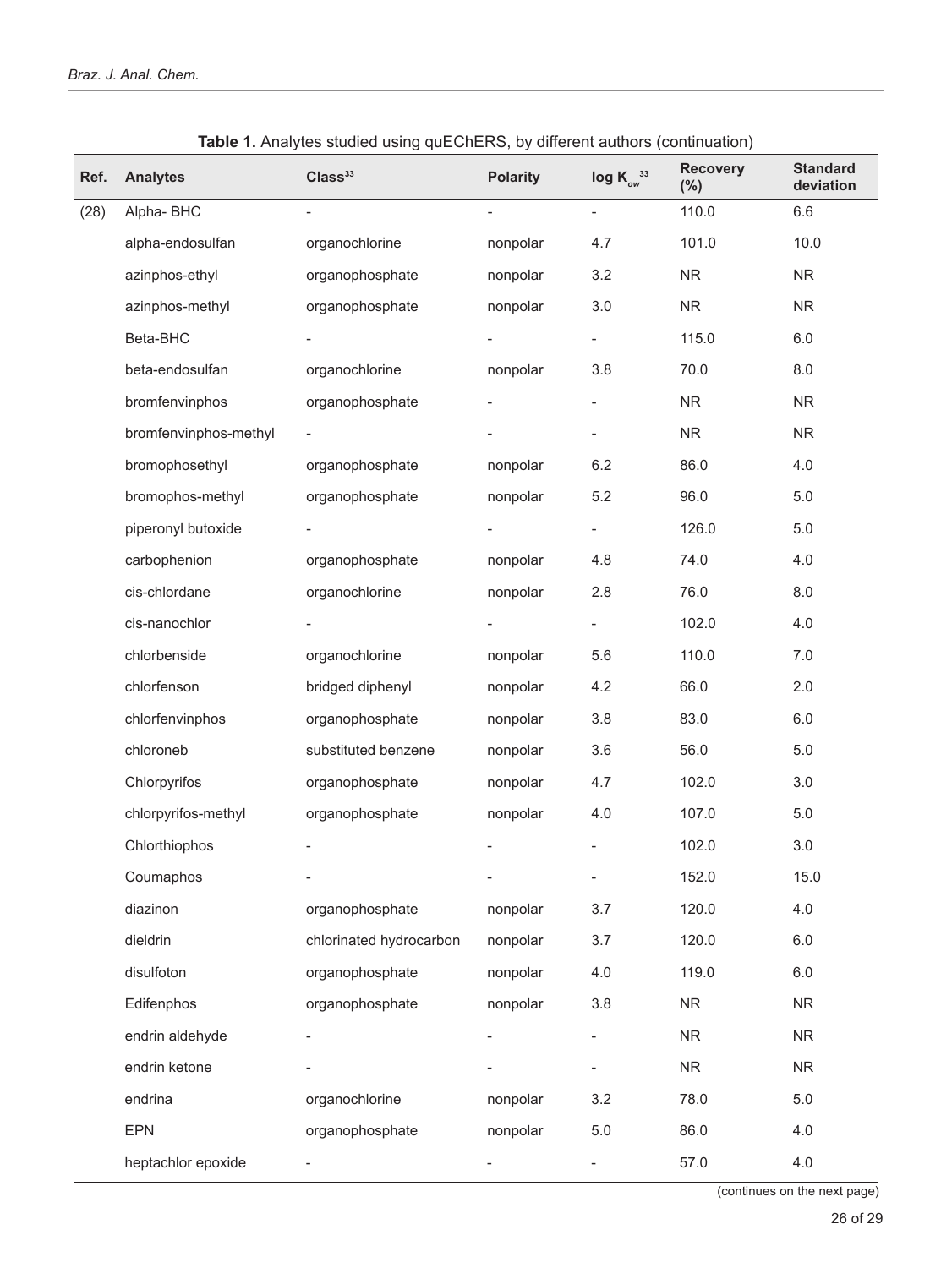**Table 1.** Analytes studied using quEChERS, by different authors (continuation)

| Ref. | Analytes | Class[33] | Polarity | log $K_{ow}$[33] | Recovery (%) | Standard deviation |
|---|---|---|---|---|---|---|
| (28) | Alpha- BHC | - | - | - | 110.0 | 6.6 |
| | alpha-endosulfan | organochlorine | nonpolar | 4.7 | 101.0 | 10.0 |
| | azinphos-ethyl | organophosphate | nonpolar | 3.2 | NR | NR |
| | azinphos-methyl | organophosphate | nonpolar | 3.0 | NR | NR |
| | Beta-BHC | - | - | - | 115.0 | 6.0 |
| | beta-endosulfan | organochlorine | nonpolar | 3.8 | 70.0 | 8.0 |
| | bromfenvinphos | organophosphate | - | - | NR | NR |
| | bromfenvinphos-methyl | - | - | - | NR | NR |
| | bromophosethyl | organophosphate | nonpolar | 6.2 | 86.0 | 4.0 |
| | bromophos-methyl | organophosphate | nonpolar | 5.2 | 96.0 | 5.0 |
| | piperonyl butoxide | - | - | - | 126.0 | 5.0 |
| | carbophenion | organophosphate | nonpolar | 4.8 | 74.0 | 4.0 |
| | cis-chlordane | organochlorine | nonpolar | 2.8 | 76.0 | 8.0 |
| | cis-nanochlor | - | - | - | 102.0 | 4.0 |
| | chlorbenside | organochlorine | nonpolar | 5.6 | 110.0 | 7.0 |
| | chlorfenson | bridged diphenyl | nonpolar | 4.2 | 66.0 | 2.0 |
| | chlorfenvinphos | organophosphate | nonpolar | 3.8 | 83.0 | 6.0 |
| | chloroneb | substituted benzene | nonpolar | 3.6 | 56.0 | 5.0 |
| | Chlorpyrifos | organophosphate | nonpolar | 4.7 | 102.0 | 3.0 |
| | chlorpyrifos-methyl | organophosphate | nonpolar | 4.0 | 107.0 | 5.0 |
| | Chlorthiophos | - | - | - | 102.0 | 3.0 |
| | Coumaphos | - | - | - | 152.0 | 15.0 |
| | diazinon | organophosphate | nonpolar | 3.7 | 120.0 | 4.0 |
| | dieldrin | chlorinated hydrocarbon | nonpolar | 3.7 | 120.0 | 6.0 |
| | disulfoton | organophosphate | nonpolar | 4.0 | 119.0 | 6.0 |
| | Edifenphos | organophosphate | nonpolar | 3.8 | NR | NR |
| | endrin aldehyde | - | - | - | NR | NR |
| | endrin ketone | - | - | - | NR | NR |
| | endrina | organochlorine | nonpolar | 3.2 | 78.0 | 5.0 |
| | EPN | organophosphate | nonpolar | 5.0 | 86.0 | 4.0 |
| | heptachlor epoxide | - | - | - | 57.0 | 4.0 |

(continues on the next page)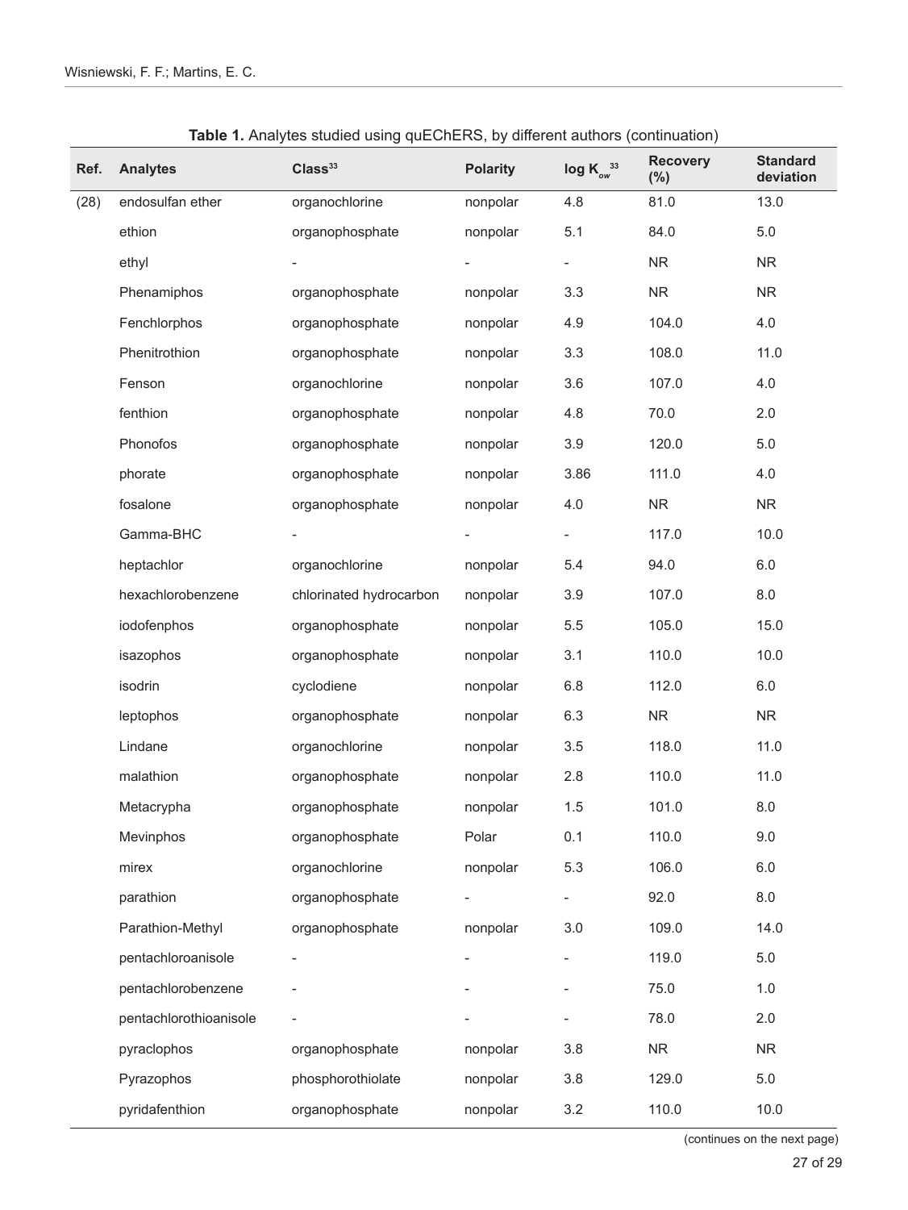**Table 1.** Analytes studied using quEChERS, by different authors (continuation)

| Ref. | Analytes | Class[33] | Polarity | log $K_{ow}$[33] | Recovery (%) | Standard deviation |
|---|---|---|---|---|---|---|
| (28) | endosulfan ether | organochlorine | nonpolar | 4.8 | 81.0 | 13.0 |
| | ethion | organophosphate | nonpolar | 5.1 | 84.0 | 5.0 |
| | ethyl | - | - | - | NR | NR |
| | Phenamiphos | organophosphate | nonpolar | 3.3 | NR | NR |
| | Fenchlorphos | organophosphate | nonpolar | 4.9 | 104.0 | 4.0 |
| | Phenitrothion | organophosphate | nonpolar | 3.3 | 108.0 | 11.0 |
| | Fenson | organochlorine | nonpolar | 3.6 | 107.0 | 4.0 |
| | fenthion | organophosphate | nonpolar | 4.8 | 70.0 | 2.0 |
| | Phonofos | organophosphate | nonpolar | 3.9 | 120.0 | 5.0 |
| | phorate | organophosphate | nonpolar | 3.86 | 111.0 | 4.0 |
| | fosalone | organophosphate | nonpolar | 4.0 | NR | NR |
| | Gamma-BHC | - | - | - | 117.0 | 10.0 |
| | heptachlor | organochlorine | nonpolar | 5.4 | 94.0 | 6.0 |
| | hexachlorobenzene | chlorinated hydrocarbon | nonpolar | 3.9 | 107.0 | 8.0 |
| | iodofenphos | organophosphate | nonpolar | 5.5 | 105.0 | 15.0 |
| | isazophos | organophosphate | nonpolar | 3.1 | 110.0 | 10.0 |
| | isodrin | cyclodiene | nonpolar | 6.8 | 112.0 | 6.0 |
| | leptophos | organophosphate | nonpolar | 6.3 | NR | NR |
| | Lindane | organochlorine | nonpolar | 3.5 | 118.0 | 11.0 |
| | malathion | organophosphate | nonpolar | 2.8 | 110.0 | 11.0 |
| | Metacrypha | organophosphate | nonpolar | 1.5 | 101.0 | 8.0 |
| | Mevinphos | organophosphate | Polar | 0.1 | 110.0 | 9.0 |
| | mirex | organochlorine | nonpolar | 5.3 | 106.0 | 6.0 |
| | parathion | organophosphate | - | - | 92.0 | 8.0 |
| | Parathion-Methyl | organophosphate | nonpolar | 3.0 | 109.0 | 14.0 |
| | pentachloroanisole | - | - | - | 119.0 | 5.0 |
| | pentachlorobenzene | - | - | - | 75.0 | 1.0 |
| | pentachlorothioanisole | - | - | - | 78.0 | 2.0 |
| | pyraclophos | organophosphate | nonpolar | 3.8 | NR | NR |
| | Pyrazophos | phosphorothiolate | nonpolar | 3.8 | 129.0 | 5.0 |
| | pyridafenthion | organophosphate | nonpolar | 3.2 | 110.0 | 10.0 |

(continues on the next page)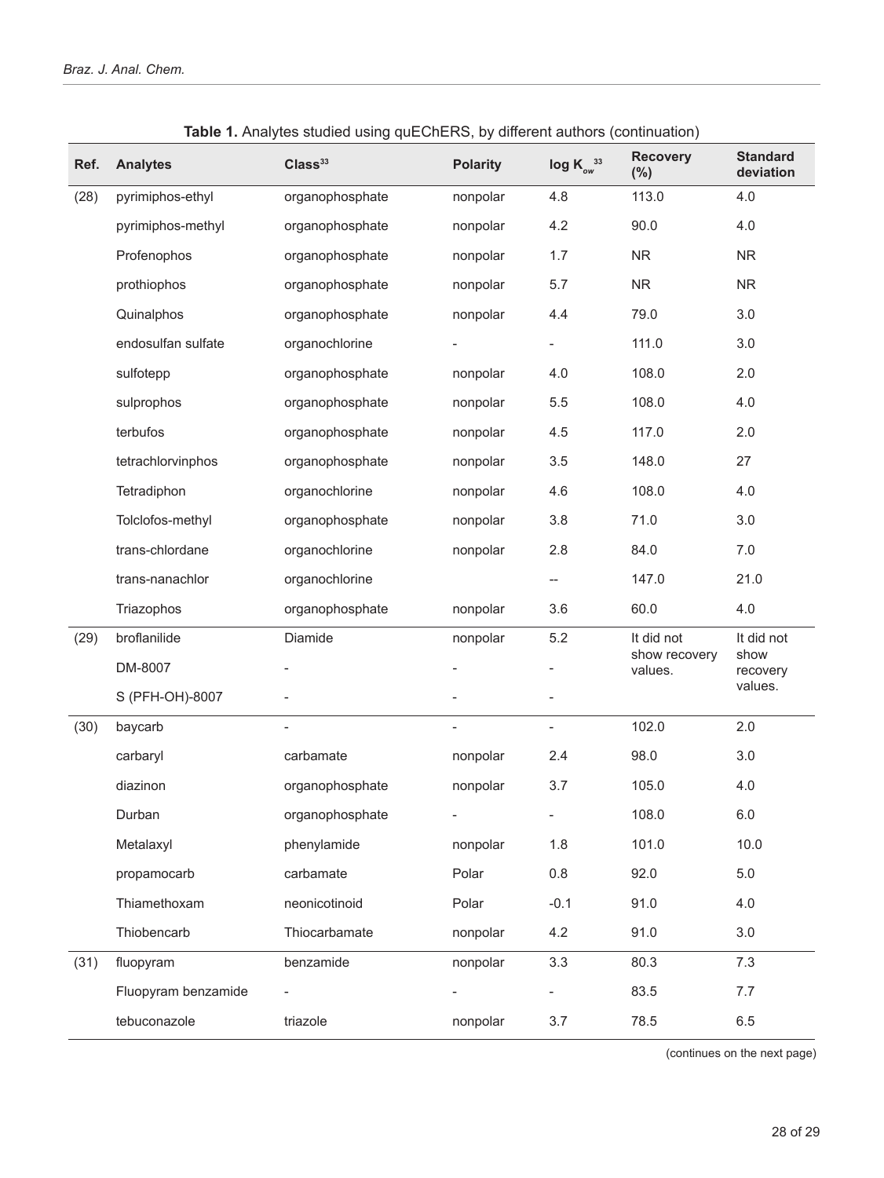**Table 1.** Analytes studied using quEChERS, by different authors (continuation)

| Ref. | Analytes | Class[33] | Polarity | log $K_{ow}$ [33] | Recovery (%) | Standard deviation |
|---|---|---|---|---|---|---|
| (28) | pyrimiphos-ethyl | organophosphate | nonpolar | 4.8 | 113.0 | 4.0 |
| | pyrimiphos-methyl | organophosphate | nonpolar | 4.2 | 90.0 | 4.0 |
| | Profenophos | organophosphate | nonpolar | 1.7 | NR | NR |
| | prothiophos | organophosphate | nonpolar | 5.7 | NR | NR |
| | Quinalphos | organophosphate | nonpolar | 4.4 | 79.0 | 3.0 |
| | endosulfan sulfate | organochlorine | - | - | 111.0 | 3.0 |
| | sulfotepp | organophosphate | nonpolar | 4.0 | 108.0 | 2.0 |
| | sulprophos | organophosphate | nonpolar | 5.5 | 108.0 | 4.0 |
| | terbufos | organophosphate | nonpolar | 4.5 | 117.0 | 2.0 |
| | tetrachlorvinphos | organophosphate | nonpolar | 3.5 | 148.0 | 27 |
| | Tetradiphon | organochlorine | nonpolar | 4.6 | 108.0 | 4.0 |
| | Tolclofos-methyl | organophosphate | nonpolar | 3.8 | 71.0 | 3.0 |
| | trans-chlordane | organochlorine | nonpolar | 2.8 | 84.0 | 7.0 |
| | trans-nanachlor | organochlorine | | -- | 147.0 | 21.0 |
| | Triazophos | organophosphate | nonpolar | 3.6 | 60.0 | 4.0 |
| (29) | broflanilide | Diamide | nonpolar | 5.2 | It did not show recovery values. | It did not show recovery values. |
| | DM-8007 | - | - | - | | |
| | S (PFH-OH)-8007 | - | - | - | | |
| (30) | baycarb | - | - | - | 102.0 | 2.0 |
| | carbaryl | carbamate | nonpolar | 2.4 | 98.0 | 3.0 |
| | diazinon | organophosphate | nonpolar | 3.7 | 105.0 | 4.0 |
| | Durban | organophosphate | - | - | 108.0 | 6.0 |
| | Metalaxyl | phenylamide | nonpolar | 1.8 | 101.0 | 10.0 |
| | propamocarb | carbamate | Polar | 0.8 | 92.0 | 5.0 |
| | Thiamethoxam | neonicotinoid | Polar | -0.1 | 91.0 | 4.0 |
| | Thiobencarb | Thiocarbamate | nonpolar | 4.2 | 91.0 | 3.0 |
| (31) | fluopyram | benzamide | nonpolar | 3.3 | 80.3 | 7.3 |
| | Fluopyram benzamide | - | - | - | 83.5 | 7.7 |
| | tebuconazole | triazole | nonpolar | 3.7 | 78.5 | 6.5 |

(continues on the next page)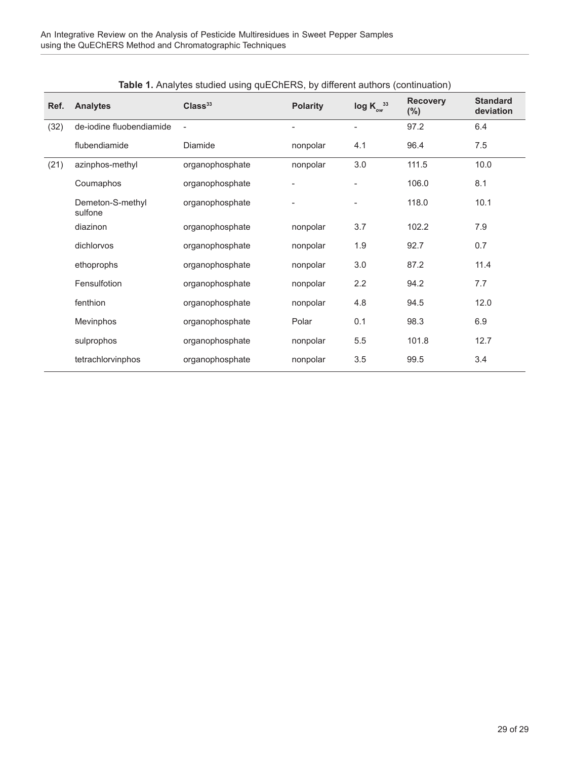**Table 1.** Analytes studied using quEChERS, by different authors (continuation)

| Ref. | Analytes | Class[33] | Polarity | log $K_{ow}$[33] | Recovery (%) | Standard deviation |
|---|---|---|---|---|---|---|
| (32) | de-iodine fluobendiamide | - | - | - | 97.2 | 6.4 |
| | flubendiamide | Diamide | nonpolar | 4.1 | 96.4 | 7.5 |
| (21) | azinphos-methyl | organophosphate | nonpolar | 3.0 | 111.5 | 10.0 |
| | Coumaphos | organophosphate | - | - | 106.0 | 8.1 |
| | Demeton-S-methyl sulfone | organophosphate | - | - | 118.0 | 10.1 |
| | diazinon | organophosphate | nonpolar | 3.7 | 102.2 | 7.9 |
| | dichlorvos | organophosphate | nonpolar | 1.9 | 92.7 | 0.7 |
| | ethoprophs | organophosphate | nonpolar | 3.0 | 87.2 | 11.4 |
| | Fensulfotion | organophosphate | nonpolar | 2.2 | 94.2 | 7.7 |
| | fenthion | organophosphate | nonpolar | 4.8 | 94.5 | 12.0 |
| | Mevinphos | organophosphate | Polar | 0.1 | 98.3 | 6.9 |
| | sulprophos | organophosphate | nonpolar | 5.5 | 101.8 | 12.7 |
| | tetrachlorvinphos | organophosphate | nonpolar | 3.5 | 99.5 | 3.4 |